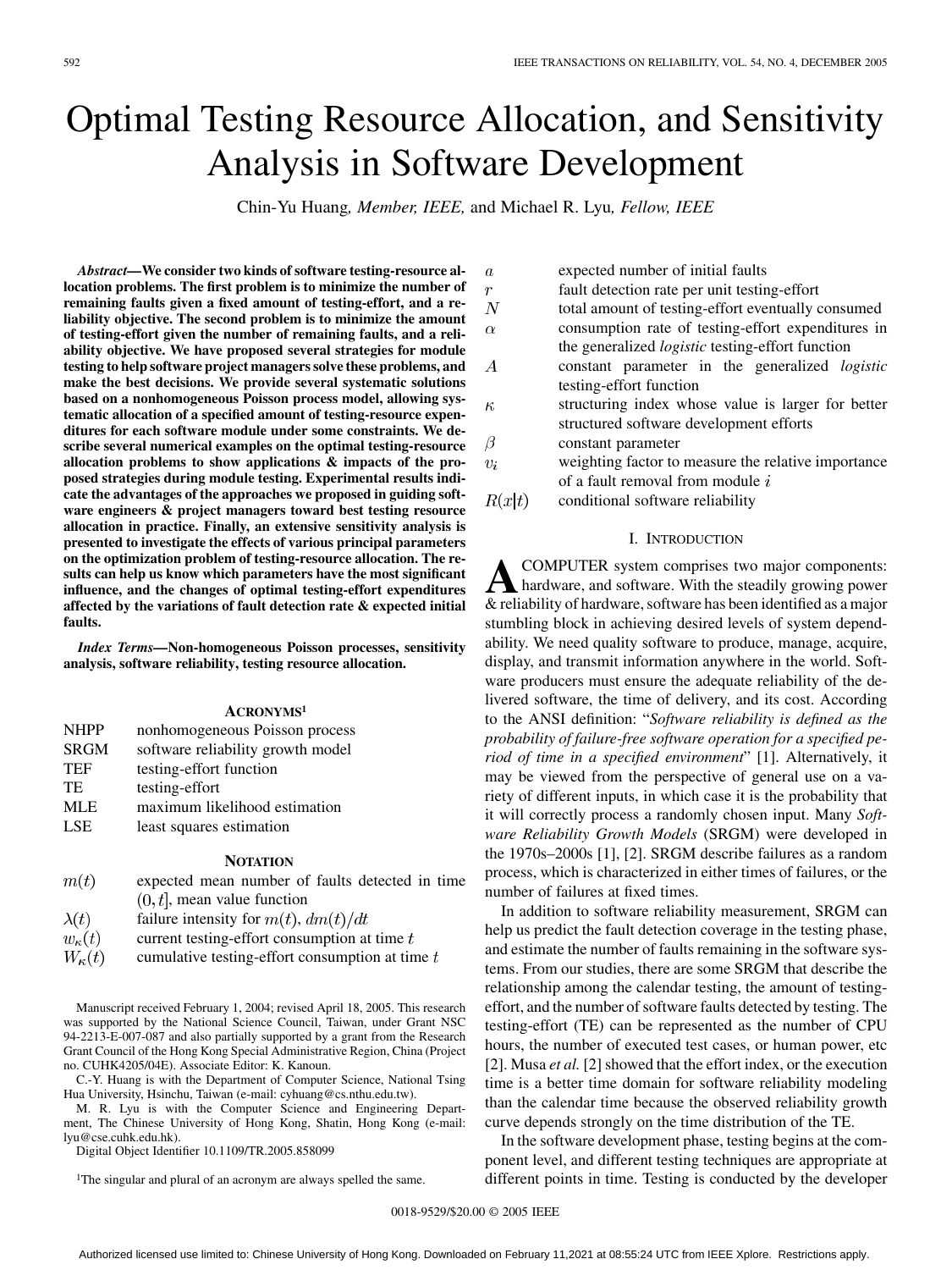# Optimal Testing Resource Allocation, and Sensitivity Analysis in Software Development

Chin-Yu Huang, *Member, IEEE,* and Michael R. Lyu, *Fellow, IEEE*

***Abstract*—We consider two kinds of software testing-resource allocation problems. The first problem is to minimize the number of remaining faults given a fixed amount of testing-effort, and a reliability objective. The second problem is to minimize the amount of testing-effort given the number of remaining faults, and a reliability objective. We have proposed several strategies for module testing to help software project managers solve these problems, and make the best decisions. We provide several systematic solutions based on a nonhomogeneous Poisson process model, allowing systematic allocation of a specified amount of testing-resource expenditures for each software module under some constraints. We describe several numerical examples on the optimal testing-resource allocation problems to show applications & impacts of the proposed strategies during module testing. Experimental results indicate the advantages of the approaches we proposed in guiding software engineers & project managers toward best testing resource allocation in practice. Finally, an extensive sensitivity analysis is presented to investigate the effects of various principal parameters on the optimization problem of testing-resource allocation. The results can help us know which parameters have the most significant influence, and the changes of optimal testing-effort expenditures affected by the variations of fault detection rate & expected initial faults.**

***Index Terms*—Non-homogeneous Poisson processes, sensitivity analysis, software reliability, testing resource allocation.**

## ACRONYMS[1]

| | |
|---|---|
| NHPP | nonhomogeneous Poisson process |
| SRGM | software reliability growth model |
| TEF | testing-effort function |
| TE | testing-effort |
| MLE | maximum likelihood estimation |
| LSE | least squares estimation |

## NOTATION

| | |
|---|---|
| $m(t)$ | expected mean number of faults detected in time $(0, t]$, mean value function |
| $\lambda(t)$ | failure intensity for $m(t)$, $dm(t)/dt$ |
| $w_\kappa(t)$ | current testing-effort consumption at time $t$ |
| $W_\kappa(t)$ | cumulative testing-effort consumption at time $t$ |
| $a$ | expected number of initial faults |
| $r$ | fault detection rate per unit testing-effort |
| $N$ | total amount of testing-effort eventually consumed |
| $\alpha$ | consumption rate of testing-effort expenditures in the generalized *logistic* testing-effort function |
| $A$ | constant parameter in the generalized *logistic* testing-effort function |
| $\kappa$ | structuring index whose value is larger for better structured software development efforts |
| $\beta$ | constant parameter |
| $v_i$ | weighting factor to measure the relative importance of a fault removal from module $i$ |
| $R(x\|t)$ | conditional software reliability |

Manuscript received February 1, 2004; revised April 18, 2005. This research was supported by the National Science Council, Taiwan, under Grant NSC 94-2213-E-007-087 and also partially supported by a grant from the Research Grant Council of the Hong Kong Special Administrative Region, China (Project no. CUHK4205/04E). Associate Editor: K. Kanoun.

C.-Y. Huang is with the Department of Computer Science, National Tsing Hua University, Hsinchu, Taiwan (e-mail: cyhuang@cs.nthu.edu.tw).

M. R. Lyu is with the Computer Science and Engineering Department, The Chinese University of Hong Kong, Shatin, Hong Kong (e-mail: lyu@cse.cuhk.edu.hk).

Digital Object Identifier 10.1109/TR.2005.858099

[1]The singular and plural of an acronym are always spelled the same.

## I. INTRODUCTION

A COMPUTER system comprises two major components: hardware, and software. With the steadily growing power & reliability of hardware, software has been identified as a major stumbling block in achieving desired levels of system dependability. We need quality software to produce, manage, acquire, display, and transmit information anywhere in the world. Software producers must ensure the adequate reliability of the delivered software, the time of delivery, and its cost. According to the ANSI definition: "*Software reliability is defined as the probability of failure-free software operation for a specified period of time in a specified environment*" [1]. Alternatively, it may be viewed from the perspective of general use on a variety of different inputs, in which case it is the probability that it will correctly process a randomly chosen input. Many *Software Reliability Growth Models* (SRGM) were developed in the 1970s–2000s [1], [2]. SRGM describe failures as a random process, which is characterized in either times of failures, or the number of failures at fixed times.

In addition to software reliability measurement, SRGM can help us predict the fault detection coverage in the testing phase, and estimate the number of faults remaining in the software systems. From our studies, there are some SRGM that describe the relationship among the calendar testing, the amount of testing-effort, and the number of software faults detected by testing. The testing-effort (TE) can be represented as the number of CPU hours, the number of executed test cases, or human power, etc [2]. Musa *et al.* [2] showed that the effort index, or the execution time is a better time domain for software reliability modeling than the calendar time because the observed reliability growth curve depends strongly on the time distribution of the TE.

In the software development phase, testing begins at the component level, and different testing techniques are appropriate at different points in time. Testing is conducted by the developer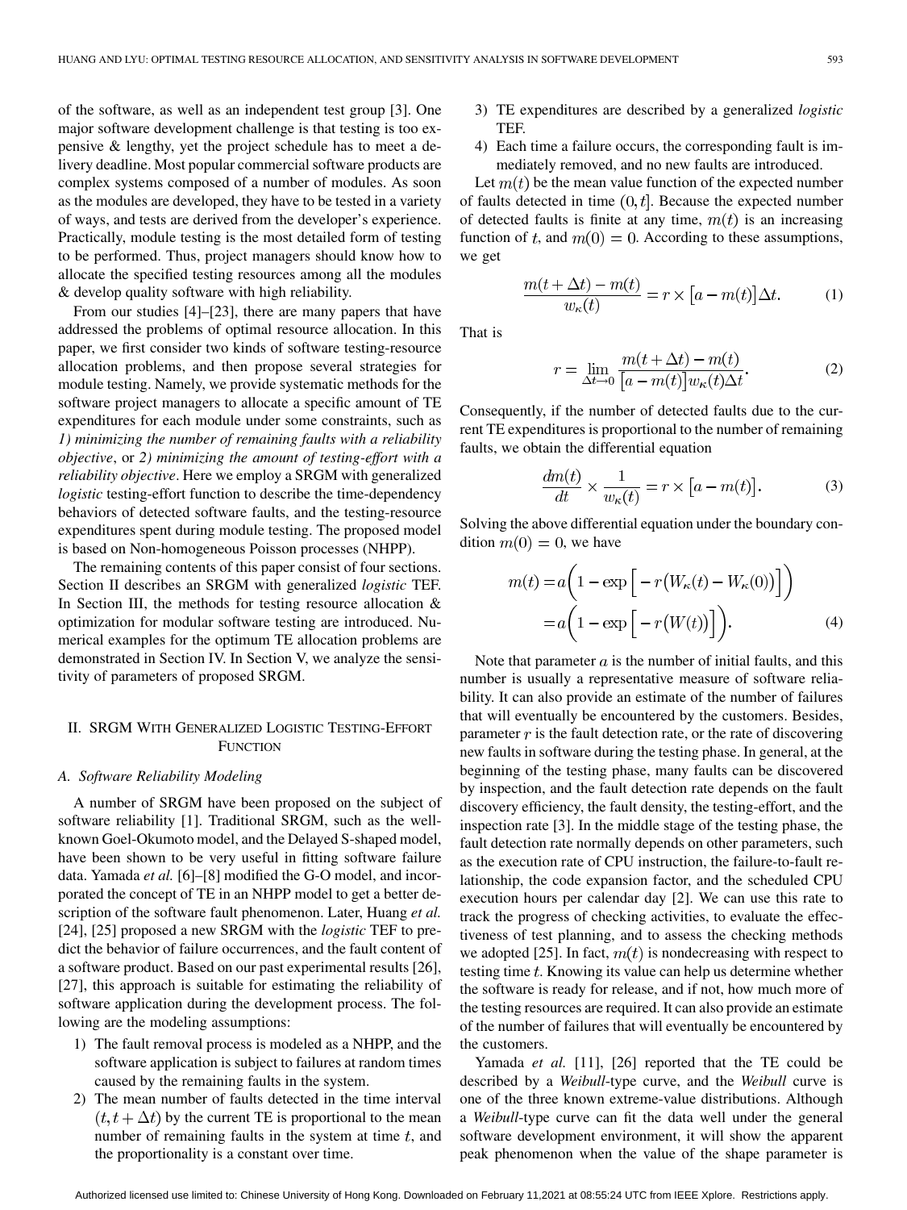of the software, as well as an independent test group [3]. One major software development challenge is that testing is too expensive & lengthy, yet the project schedule has to meet a delivery deadline. Most popular commercial software products are complex systems composed of a number of modules. As soon as the modules are developed, they have to be tested in a variety of ways, and tests are derived from the developer's experience. Practically, module testing is the most detailed form of testing to be performed. Thus, project managers should know how to allocate the specified testing resources among all the modules & develop quality software with high reliability.

From our studies [4]–[23], there are many papers that have addressed the problems of optimal resource allocation. In this paper, we first consider two kinds of software testing-resource allocation problems, and then propose several strategies for module testing. Namely, we provide systematic methods for the software project managers to allocate a specific amount of TE expenditures for each module under some constraints, such as *1) minimizing the number of remaining faults with a reliability objective*, or *2) minimizing the amount of testing-effort with a reliability objective*. Here we employ a SRGM with generalized *logistic* testing-effort function to describe the time-dependency behaviors of detected software faults, and the testing-resource expenditures spent during module testing. The proposed model is based on Non-homogeneous Poisson processes (NHPP).

The remaining contents of this paper consist of four sections. Section II describes an SRGM with generalized *logistic* TEF. In Section III, the methods for testing resource allocation & optimization for modular software testing are introduced. Numerical examples for the optimum TE allocation problems are demonstrated in Section IV. In Section V, we analyze the sensitivity of parameters of proposed SRGM.

## II. SRGM With Generalized Logistic Testing-Effort Function

### A. Software Reliability Modeling

A number of SRGM have been proposed on the subject of software reliability [1]. Traditional SRGM, such as the well-known Goel-Okumoto model, and the Delayed S-shaped model, have been shown to be very useful in fitting software failure data. Yamada *et al.* [6]–[8] modified the G-O model, and incorporated the concept of TE in an NHPP model to get a better description of the software fault phenomenon. Later, Huang *et al.* [24], [25] proposed a new SRGM with the *logistic* TEF to predict the behavior of failure occurrences, and the fault content of a software product. Based on our past experimental results [26], [27], this approach is suitable for estimating the reliability of software application during the development process. The following are the modeling assumptions:

1) The fault removal process is modeled as a NHPP, and the software application is subject to failures at random times caused by the remaining faults in the system.
2) The mean number of faults detected in the time interval $(t, t+\Delta t)$ by the current TE is proportional to the mean number of remaining faults in the system at time $t$, and the proportionality is a constant over time.
3) TE expenditures are described by a generalized *logistic* TEF.
4) Each time a failure occurs, the corresponding fault is immediately removed, and no new faults are introduced.

Let $m(t)$ be the mean value function of the expected number of faults detected in time $(0, t]$. Because the expected number of detected faults is finite at any time, $m(t)$ is an increasing function of $t$, and $m(0) = 0$. According to these assumptions, we get

$$\frac{m(t+\Delta t) - m(t)}{w_\kappa(t)} = r \times \big[a - m(t)\big]\Delta t. \tag{1}$$

That is

$$r = \lim_{\Delta t \to 0} \frac{m(t+\Delta t) - m(t)}{\big[a - m(t)\big] w_\kappa(t) \Delta t}. \tag{2}$$

Consequently, if the number of detected faults due to the current TE expenditures is proportional to the number of remaining faults, we obtain the differential equation

$$\frac{dm(t)}{dt} \times \frac{1}{w_\kappa(t)} = r \times \big[a - m(t)\big]. \tag{3}$$

Solving the above differential equation under the boundary condition $m(0) = 0$, we have

$$\begin{aligned} m(t) &= a\Big(1 - \exp\Big[-r\big(W_\kappa(t) - W_\kappa(0)\big)\Big]\Big) \\ &= a\Big(1 - \exp\Big[-r\big(W(t)\big)\Big]\Big). \end{aligned} \tag{4}$$

Note that parameter $a$ is the number of initial faults, and this number is usually a representative measure of software reliability. It can also provide an estimate of the number of failures that will eventually be encountered by the customers. Besides, parameter $r$ is the fault detection rate, or the rate of discovering new faults in software during the testing phase. In general, at the beginning of the testing phase, many faults can be discovered by inspection, and the fault detection rate depends on the fault discovery efficiency, the fault density, the testing-effort, and the inspection rate [3]. In the middle stage of the testing phase, the fault detection rate normally depends on other parameters, such as the execution rate of CPU instruction, the failure-to-fault relationship, the code expansion factor, and the scheduled CPU execution hours per calendar day [2]. We can use this rate to track the progress of checking activities, to evaluate the effectiveness of test planning, and to assess the checking methods we adopted [25]. In fact, $m(t)$ is nondecreasing with respect to testing time $t$. Knowing its value can help us determine whether the software is ready for release, and if not, how much more of the testing resources are required. It can also provide an estimate of the number of failures that will eventually be encountered by the customers.

Yamada *et al.* [11], [26] reported that the TE could be described by a *Weibull*-type curve, and the *Weibull* curve is one of the three known extreme-value distributions. Although a *Weibull*-type curve can fit the data well under the general software development environment, it will show the apparent peak phenomenon when the value of the shape parameter is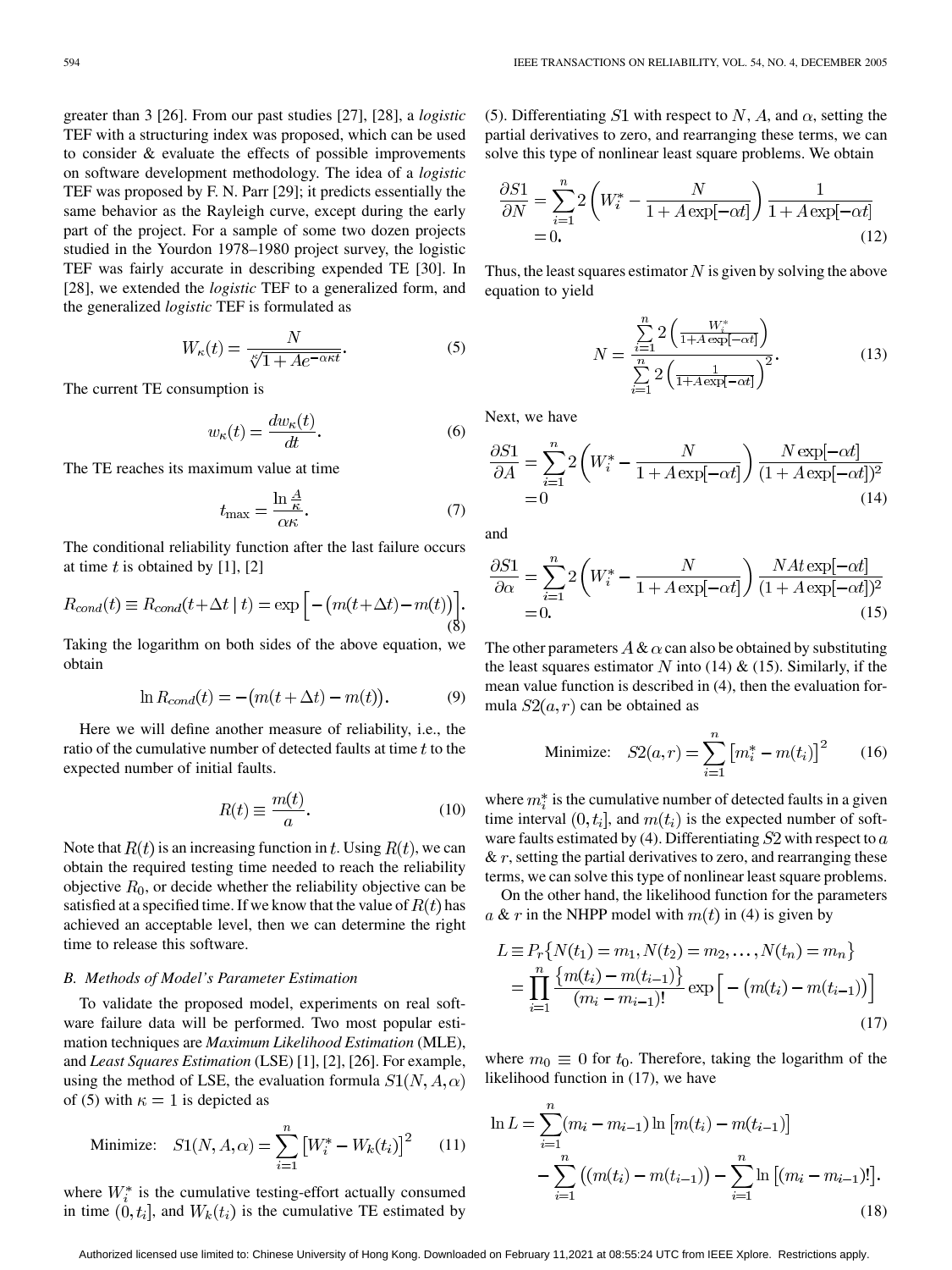greater than 3 [26]. From our past studies [27], [28], a *logistic* TEF with a structuring index was proposed, which can be used to consider & evaluate the effects of possible improvements on software development methodology. The idea of a *logistic* TEF was proposed by F. N. Parr [29]; it predicts essentially the same behavior as the Rayleigh curve, except during the early part of the project. For a sample of some two dozen projects studied in the Yourdon 1978–1980 project survey, the logistic TEF was fairly accurate in describing expended TE [30]. In [28], we extended the *logistic* TEF to a generalized form, and the generalized *logistic* TEF is formulated as

$$W_\kappa(t) = \frac{N}{\sqrt[\kappa]{1 + Ae^{-\alpha\kappa t}}}. \tag{5}$$

The current TE consumption is

$$w_\kappa(t) = \frac{dw_\kappa(t)}{dt}. \tag{6}$$

The TE reaches its maximum value at time

$$t_{\max} = \frac{\ln \frac{A}{\kappa}}{\alpha\kappa}. \tag{7}$$

The conditional reliability function after the last failure occurs at time $t$ is obtained by [1], [2]

$$R_{cond}(t) \equiv R_{cond}(t+\Delta t \mid t) = \exp\left[-\big(m(t+\Delta t) - m(t)\big)\right]. \tag{8}$$

Taking the logarithm on both sides of the above equation, we obtain

$$\ln R_{cond}(t) = -\big(m(t+\Delta t) - m(t)\big). \tag{9}$$

Here we will define another measure of reliability, i.e., the ratio of the cumulative number of detected faults at time $t$ to the expected number of initial faults.

$$R(t) \equiv \frac{m(t)}{a}. \tag{10}$$

Note that $R(t)$ is an increasing function in $t$. Using $R(t)$, we can obtain the required testing time needed to reach the reliability objective $R_0$, or decide whether the reliability objective can be satisfied at a specified time. If we know that the value of $R(t)$ has achieved an acceptable level, then we can determine the right time to release this software.

### B. Methods of Model's Parameter Estimation

To validate the proposed model, experiments on real software failure data will be performed. Two most popular estimation techniques are *Maximum Likelihood Estimation* (MLE), and *Least Squares Estimation* (LSE) [1], [2], [26]. For example, using the method of LSE, the evaluation formula $S1(N, A, \alpha)$ of (5) with $\kappa = 1$ is depicted as

$$\text{Minimize:} \quad S1(N, A, \alpha) = \sum_{i=1}^{n} \left[W_i^* - W_k(t_i)\right]^2 \tag{11}$$

where $W_i^*$ is the cumulative testing-effort actually consumed in time $(0, t_i]$, and $W_k(t_i)$ is the cumulative TE estimated by (5). Differentiating $S1$ with respect to $N$, $A$, and $\alpha$, setting the partial derivatives to zero, and rearranging these terms, we can solve this type of nonlinear least square problems. We obtain

$$\frac{\partial S1}{\partial N} = \sum_{i=1}^{n} 2\left(W_i^* - \frac{N}{1 + A\exp[-\alpha t]}\right)\frac{1}{1 + A\exp[-\alpha t]} = 0. \tag{12}$$

Thus, the least squares estimator $N$ is given by solving the above equation to yield

$$N = \frac{\sum_{i=1}^{n} 2\left(\frac{W_i^*}{1 + A\exp[-\alpha t]}\right)}{\sum_{i=1}^{n} 2\left(\frac{1}{1 + A\exp[-\alpha t]}\right)^2}. \tag{13}$$

Next, we have

$$\frac{\partial S1}{\partial A} = \sum_{i=1}^{n} 2\left(W_i^* - \frac{N}{1 + A\exp[-\alpha t]}\right)\frac{N\exp[-\alpha t]}{(1 + A\exp[-\alpha t])^2} = 0 \tag{14}$$

and

$$\frac{\partial S1}{\partial \alpha} = \sum_{i=1}^{n} 2\left(W_i^* - \frac{N}{1 + A\exp[-\alpha t]}\right)\frac{NAt\exp[-\alpha t]}{(1 + A\exp[-\alpha t])^2} = 0. \tag{15}$$

The other parameters $A$ & $\alpha$ can also be obtained by substituting the least squares estimator $N$ into (14) & (15). Similarly, if the mean value function is described in (4), then the evaluation formula $S2(a, r)$ can be obtained as

$$\text{Minimize:} \quad S2(a, r) = \sum_{i=1}^{n} \left[m_i^* - m(t_i)\right]^2 \tag{16}$$

where $m_i^*$ is the cumulative number of detected faults in a given time interval $(0, t_i]$, and $m(t_i)$ is the expected number of software faults estimated by (4). Differentiating $S2$ with respect to $a$ & $r$, setting the partial derivatives to zero, and rearranging these terms, we can solve this type of nonlinear least square problems.

On the other hand, the likelihood function for the parameters $a$ & $r$ in the NHPP model with $m(t)$ in (4) is given by

$$L \equiv P_r\{N(t_1) = m_1, N(t_2) = m_2, \ldots, N(t_n) = m_n\} = \prod_{i=1}^{n} \frac{\{m(t_i) - m(t_{i-1})\}}{(m_i - m_{i-1})!}\exp\left[-\big(m(t_i) - m(t_{i-1})\big)\right] \tag{17}$$

where $m_0 \equiv 0$ for $t_0$. Therefore, taking the logarithm of the likelihood function in (17), we have

$$\ln L = \sum_{i=1}^{n}(m_i - m_{i-1})\ln\left[m(t_i) - m(t_{i-1})\right] - \sum_{i=1}^{n}\big((m(t_i) - m(t_{i-1})\big) - \sum_{i=1}^{n}\ln\left[(m_i - m_{i-1})!\right]. \tag{18}$$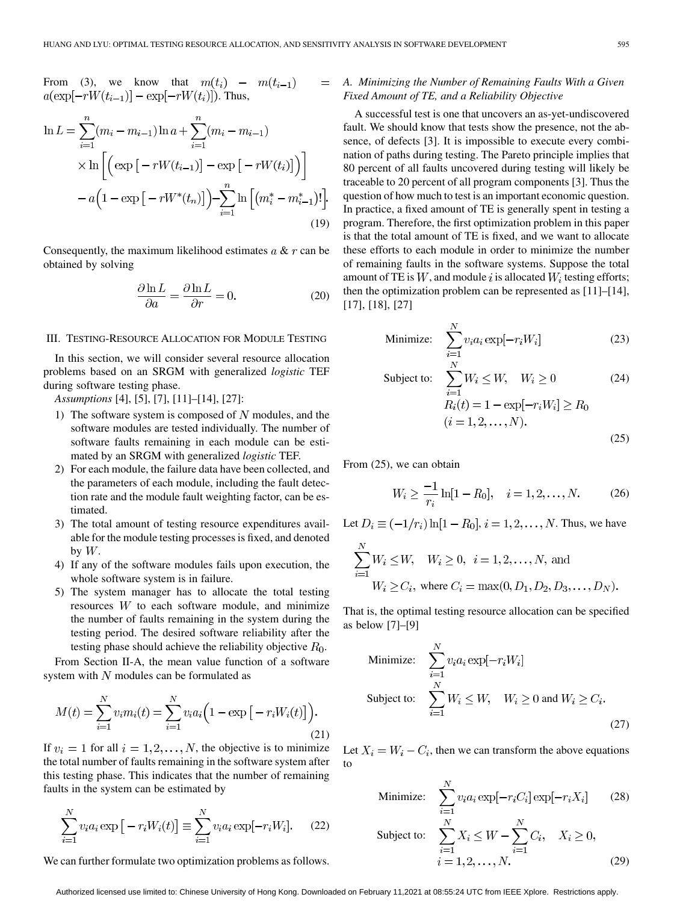From (3), we know that $m(t_i) - m(t_{i-1}) = a(\exp[-rW(t_{i-1})] - \exp[-rW(t_i)])$. Thus,

$$
\begin{aligned}
\ln L = & \sum_{i=1}^{n}(m_i - m_{i-1})\ln a + \sum_{i=1}^{n}(m_i - m_{i-1}) \\
& \times \ln\left[\left(\exp\left[-rW(t_{i-1})\right] - \exp\left[-rW(t_i)\right]\right)\right] \\
& - a\left(1 - \exp\left[-rW^*(t_n)\right]\right) - \sum_{i=1}^{n}\ln\left[\left(m_i^* - m_{i-1}^*\right)!\right].
\end{aligned}
\tag{19}
$$

Consequently, the maximum likelihood estimates $a$ & $r$ can be obtained by solving

$$
\frac{\partial \ln L}{\partial a} = \frac{\partial \ln L}{\partial r} = 0. \tag{20}
$$

## III. Testing-Resource Allocation for Module Testing

In this section, we will consider several resource allocation problems based on an SRGM with generalized *logistic* TEF during software testing phase.

*Assumptions* [4], [5], [7], [11]–[14], [27]:

1) The software system is composed of $N$ modules, and the software modules are tested individually. The number of software faults remaining in each module can be estimated by an SRGM with generalized *logistic* TEF.
2) For each module, the failure data have been collected, and the parameters of each module, including the fault detection rate and the module fault weighting factor, can be estimated.
3) The total amount of testing resource expenditures available for the module testing processes is fixed, and denoted by $W$.
4) If any of the software modules fails upon execution, the whole software system is in failure.
5) The system manager has to allocate the total testing resources $W$ to each software module, and minimize the number of faults remaining in the system during the testing period. The desired software reliability after the testing phase should achieve the reliability objective $R_0$.

From Section II-A, the mean value function of a software system with $N$ modules can be formulated as

$$
M(t) = \sum_{i=1}^{N} v_i m_i(t) = \sum_{i=1}^{N} v_i a_i\left(1 - \exp\left[-r_i W_i(t)\right]\right). \tag{21}
$$

If $v_i = 1$ for all $i = 1, 2, \ldots, N$, the objective is to minimize the total number of faults remaining in the software system after this testing phase. This indicates that the number of remaining faults in the system can be estimated by

$$
\sum_{i=1}^{N} v_i a_i \exp\left[-r_i W_i(t)\right] \equiv \sum_{i=1}^{N} v_i a_i \exp[-r_i W_i]. \tag{22}
$$

We can further formulate two optimization problems as follows.

### A. Minimizing the Number of Remaining Faults With a Given Fixed Amount of TE, and a Reliability Objective

A successful test is one that uncovers an as-yet-undiscovered fault. We should know that tests show the presence, not the absence, of defects [3]. It is impossible to execute every combination of paths during testing. The Pareto principle implies that 80 percent of all faults uncovered during testing will likely be traceable to 20 percent of all program components [3]. Thus the question of how much to test is an important economic question. In practice, a fixed amount of TE is generally spent in testing a program. Therefore, the first optimization problem in this paper is that the total amount of TE is fixed, and we want to allocate these efforts to each module in order to minimize the number of remaining faults in the software systems. Suppose the total amount of TE is $W$, and module $i$ is allocated $W_i$ testing efforts; then the optimization problem can be represented as [11]–[14], [17], [18], [27]

$$
\text{Minimize:} \quad \sum_{i=1}^{N} v_i a_i \exp[-r_i W_i] \tag{23}
$$

$$
\text{Subject to:} \quad \sum_{i=1}^{N} W_i \le W, \quad W_i \ge 0 \tag{24}
$$

$$
R_i(t) = 1 - \exp[-r_i W_i] \ge R_0 \quad (i = 1, 2, \ldots, N). \tag{25}
$$

From (25), we can obtain

$$
W_i \ge \frac{-1}{r_i}\ln[1 - R_0], \quad i = 1, 2, \ldots, N. \tag{26}
$$

Let $D_i \equiv (-1/r_i)\ln[1 - R_0]$, $i = 1, 2, \ldots, N$. Thus, we have

$$
\sum_{i=1}^{N} W_i \le W, \quad W_i \ge 0, \quad i = 1, 2, \ldots, N, \text{ and}
$$
$$
W_i \ge C_i, \text{ where } C_i = \max(0, D_1, D_2, D_3, \ldots, D_N).
$$

That is, the optimal testing resource allocation can be specified as below [7]–[9]

$$
\begin{aligned}
\text{Minimize:} \quad & \sum_{i=1}^{N} v_i a_i \exp[-r_i W_i] \\
\text{Subject to:} \quad & \sum_{i=1}^{N} W_i \le W, \quad W_i \ge 0 \text{ and } W_i \ge C_i.
\end{aligned}
\tag{27}
$$

Let $X_i = W_i - C_i$, then we can transform the above equations to

$$
\text{Minimize:} \quad \sum_{i=1}^{N} v_i a_i \exp[-r_i C_i]\exp[-r_i X_i] \tag{28}
$$

$$
\text{Subject to:} \quad \sum_{i=1}^{N} X_i \le W - \sum_{i=1}^{N} C_i, \quad X_i \ge 0, \quad i = 1, 2, \ldots, N. \tag{29}
$$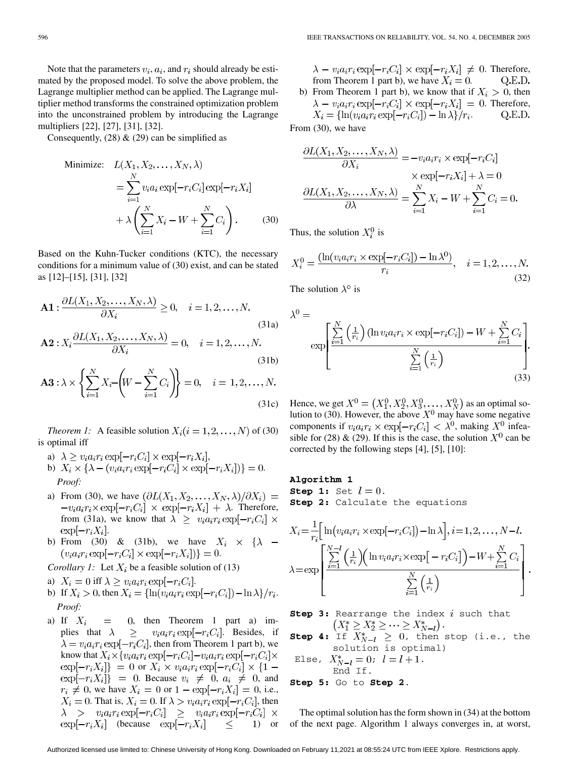Note that the parameters $v_i$, $a_i$, and $r_i$ should already be estimated by the proposed model. To solve the above problem, the Lagrange multiplier method can be applied. The Lagrange multiplier method transforms the constrained optimization problem into the unconstrained problem by introducing the Lagrange multipliers [22], [27], [31], [32].

Consequently, (28) & (29) can be simplified as

$$\text{Minimize:}\quad L(X_1, X_2, \ldots, X_N, \lambda) = \sum_{i=1}^{N} v_i a_i \exp[-r_i C_i] \exp[-r_i X_i] + \lambda \left( \sum_{i=1}^{N} X_i - W + \sum_{i=1}^{N} C_i \right). \tag{30}$$

Based on the Kuhn-Tucker conditions (KTC), the necessary conditions for a minimum value of (30) exist, and can be stated as [12]–[15], [31], [32]

$$\mathbf{A1}: \frac{\partial L(X_1, X_2, \ldots, X_N, \lambda)}{\partial X_i} \geq 0, \quad i = 1, 2, \ldots, N. \tag{31a}$$

$$\mathbf{A2}: X_i \frac{\partial L(X_1, X_2, \ldots, X_N, \lambda)}{\partial X_i} = 0, \quad i = 1, 2, \ldots, N. \tag{31b}$$

$$\mathbf{A3}: \lambda \times \left\{ \sum_{i=1}^{N} X_i - \left( W - \sum_{i=1}^{N} C_i \right) \right\} = 0, \quad i = 1, 2, \ldots, N. \tag{31c}$$

*Theorem 1:* A feasible solution $X_i (i = 1, 2, \ldots, N)$ of (30) is optimal iff

a) $\lambda \geq v_i a_i r_i \exp[-r_i C_i] \times \exp[-r_i X_i]$,

b) $X_i \times \{\lambda - (v_i a_i r_i \exp[-r_i C_i] \times \exp[-r_i X_i])\} = 0$.

*Proof:*

a) From (30), we have $(\partial L(X_1, X_2, \ldots, X_N, \lambda)/\partial X_i) = -v_i a_i r_i \times \exp[-r_i C_i] \times \exp[-r_i X_i] + \lambda$. Therefore, from (31a), we know that $\lambda \geq v_i a_i r_i \exp[-r_i C_i] \times \exp[-r_i X_i]$.

b) From (30) & (31b), we have $X_i \times \{\lambda - (v_i a_i r_i \exp[-r_i C_i] \times \exp[-r_i X_i])\} = 0$.

*Corollary 1:* Let $X_i$ be a feasible solution of (13)

a) $X_i = 0$ iff $\lambda \geq v_i a_i r_i \exp[-r_i C_i]$.

b) If $X_i > 0$, then $X_i = \{\ln(v_i a_i r_i \exp[-r_i C_i]) - \ln \lambda\}/r_i$.

*Proof:*

a) If $X_i = 0$, then Theorem 1 part a) implies that $\lambda \geq v_i a_i r_i \exp[-r_i C_i]$. Besides, if $\lambda = v_i a_i r_i \exp[-r_i C_i]$, then from Theorem 1 part b), we know that $X_i \times \{v_i a_i r_i \exp[-r_i C_i] - v_i a_i r_i \exp[-r_i C_i] \times \exp[-r_i X_i]\} = 0$ or $X_i \times v_i a_i r_i \exp[-r_i C_i] \times \{1 - \exp[-r_i X_i]\} = 0$. Because $v_i \neq 0$, $a_i \neq 0$, and $r_i \neq 0$, we have $X_i = 0$ or $1 - \exp[-r_i X_i] = 0$, i.e., $X_i = 0$. That is, $X_i = 0$. If $\lambda > v_i a_i r_i \exp[-r_i C_i]$, then $\lambda > v_i a_i r_i \exp[-r_i C_i] \geq v_i a_i r_i \exp[-r_i C_i] \times \exp[-r_i X_i]$ (because $\exp[-r_i X_i] \leq 1$) or $\lambda - v_i a_i r_i \exp[-r_i C_i] \times \exp[-r_i X_i] \neq 0$. Therefore, from Theorem 1 part b), we have $X_i = 0$. Q.E.D.

b) From Theorem 1 part b), we know that if $X_i > 0$, then $\lambda - v_i a_i r_i \exp[-r_i C_i] \times \exp[-r_i X_i] = 0$. Therefore, $X_i = \{\ln(v_i a_i r_i \exp[-r_i C_i]) - \ln \lambda\}/r_i$. Q.E.D.

From (30), we have

$$\frac{\partial L(X_1, X_2, \ldots, X_N, \lambda)}{\partial X_i} = -v_i a_i r_i \times \exp[-r_i C_i] \times \exp[-r_i X_i] + \lambda = 0$$

$$\frac{\partial L(X_1, X_2, \ldots, X_N, \lambda)}{\partial \lambda} = \sum_{i=1}^{N} X_i - W + \sum_{i=1}^{N} C_i = 0.$$

Thus, the solution $X_i^0$ is

$$X_i^0 = \frac{(\ln(v_i a_i r_i \times \exp[-r_i C_i]) - \ln \lambda^0)}{r_i}, \quad i = 1, 2, \ldots, N. \tag{32}$$

The solution $\lambda^\circ$ is

$$\lambda^0 = \exp\left[ \frac{\sum_{i=1}^{N} \left(\frac{1}{r_i}\right) (\ln v_i a_i r_i \times \exp[-r_i C_i]) - W + \sum_{i=1}^{N} C_i}{\sum_{i=1}^{N} \left(\frac{1}{r_i}\right)} \right]. \tag{33}$$

Hence, we get $X^0 = (X_1^0, X_2^0, X_3^0, \ldots, X_N^0)$ as an optimal solution to (30). However, the above $X^0$ may have some negative components if $v_i a_i r_i \times \exp[-r_i C_i] < \lambda^0$, making $X^0$ infeasible for (28) & (29). If this is the case, the solution $X^0$ can be corrected by the following steps [4], [5], [10]:

**Algorithm 1**

**Step 1:** Set $l = 0$.

**Step 2:** Calculate the equations

$$X_i = \frac{1}{r_i}\left[ \ln\left(v_i a_i r_i \times \exp[-r_i C_i]\right) - \ln \lambda \right], i = 1, 2, \ldots, N - l.$$

$$\lambda = \exp\left[ \frac{\sum_{i=1}^{N-l} \left(\frac{1}{r_i}\right)\left(\ln v_i a_i r_i \times \exp\left[-r_i C_i\right]\right) - W + \sum_{i=1}^{N} C_i}{\sum_{i=1}^{N} \left(\frac{1}{r_i}\right)} \right].$$

**Step 3:** Rearrange the index $i$ such that $(X_1^* \geq X_2^* \geq \cdots \geq X_{N-l}^*)$.

**Step 4:** If $X_{N-l}^* \geq 0$, then stop (i.e., the solution is optimal)
Else, $X_{N-l}^* = 0$; $l = l + 1$.
End If.

**Step 5:** Go to **Step 2**.

The optimal solution has the form shown in (34) at the bottom of the next page. Algorithm 1 always converges in, at worst,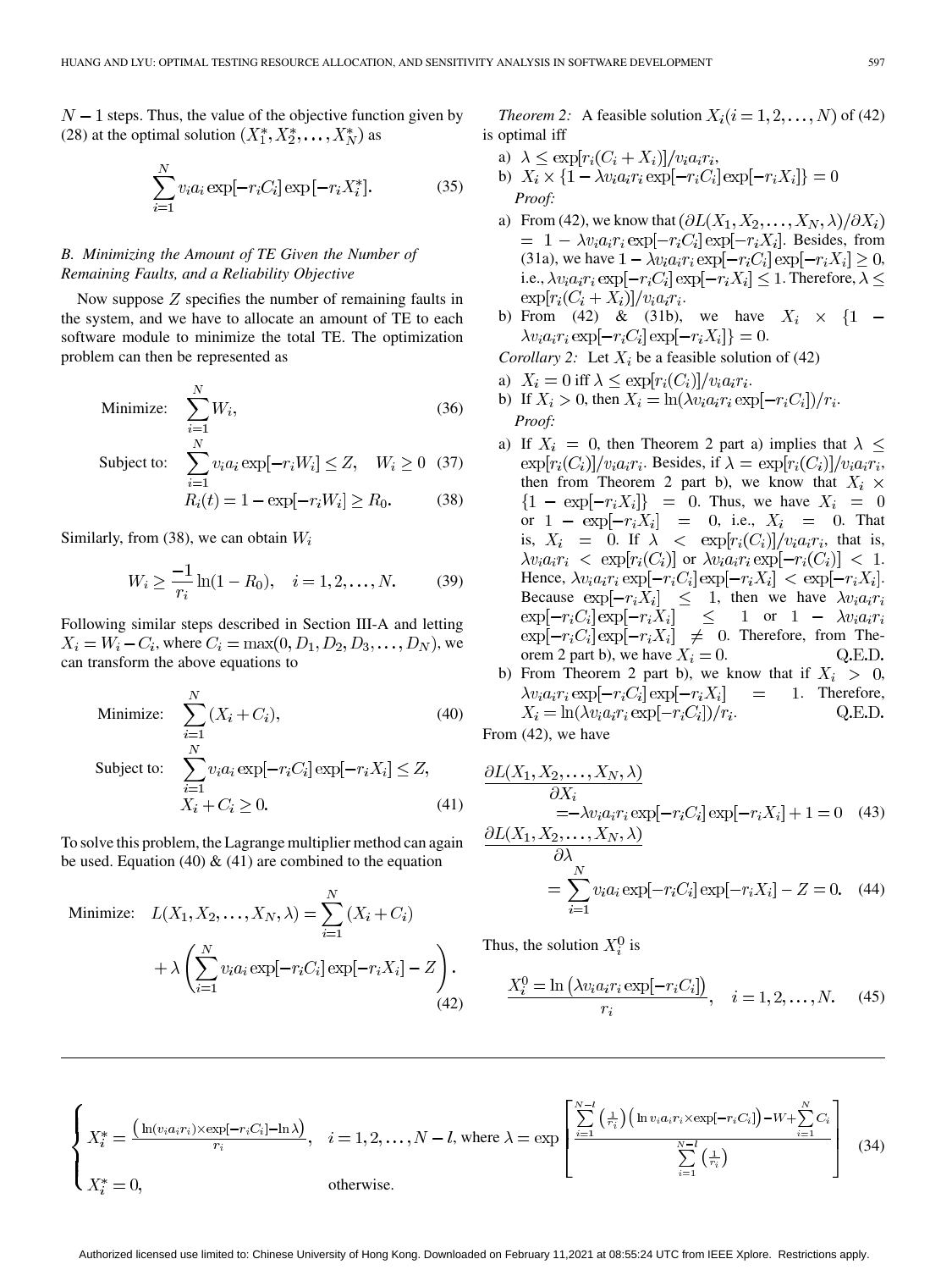$N-1$ steps. Thus, the value of the objective function given by (28) at the optimal solution $(X_1^*, X_2^*, \ldots, X_N^*)$ as

$$\sum_{i=1}^{N} v_i a_i \exp[-r_i C_i] \exp[-r_i X_i^*]. \tag{35}$$

### B. Minimizing the Amount of TE Given the Number of Remaining Faults, and a Reliability Objective

Now suppose $Z$ specifies the number of remaining faults in the system, and we have to allocate an amount of TE to each software module to minimize the total TE. The optimization problem can then be represented as

$$\text{Minimize:} \quad \sum_{i=1}^{N} W_i, \tag{36}$$

$$\text{Subject to:} \quad \sum_{i=1}^{N} v_i a_i \exp[-r_i W_i] \le Z, \quad W_i \ge 0 \tag{37}$$

$$R_i(t) = 1 - \exp[-r_i W_i] \ge R_0. \tag{38}$$

Similarly, from (38), we can obtain $W_i$

$$W_i \ge \frac{-1}{r_i} \ln(1 - R_0), \quad i = 1, 2, \ldots, N. \tag{39}$$

Following similar steps described in Section III-A and letting $X_i = W_i - C_i$, where $C_i = \max(0, D_1, D_2, D_3, \ldots, D_N)$, we can transform the above equations to

$$\text{Minimize:} \quad \sum_{i=1}^{N} (X_i + C_i), \tag{40}$$

$$\text{Subject to:} \quad \sum_{i=1}^{N} v_i a_i \exp[-r_i C_i] \exp[-r_i X_i] \le Z, \quad X_i + C_i \ge 0. \tag{41}$$

To solve this problem, the Lagrange multiplier method can again be used. Equation (40) & (41) are combined to the equation

$$\text{Minimize:} \quad L(X_1, X_2, \ldots, X_N, \lambda) = \sum_{i=1}^{N} (X_i + C_i) + \lambda \left( \sum_{i=1}^{N} v_i a_i \exp[-r_i C_i] \exp[-r_i X_i] - Z \right). \tag{42}$$

*Theorem 2:* A feasible solution $X_i (i = 1, 2, \ldots, N)$ of (42) is optimal iff

a) $\lambda \le \exp[r_i(C_i + X_i)]/v_i a_i r_i$,

b) $X_i \times \{1 - \lambda v_i a_i r_i \exp[-r_i C_i] \exp[-r_i X_i]\} = 0$

*Proof:*

a) From (42), we know that $(\partial L(X_1, X_2, \ldots, X_N, \lambda)/\partial X_i) = 1 - \lambda v_i a_i r_i \exp[-r_i C_i] \exp[-r_i X_i]$. Besides, from (31a), we have $1 - \lambda v_i a_i r_i \exp[-r_i C_i] \exp[-r_i X_i] \ge 0$, i.e., $\lambda v_i a_i r_i \exp[-r_i C_i] \exp[-r_i X_i] \le 1$. Therefore, $\lambda \le \exp[r_i(C_i + X_i)]/v_i a_i r_i$.

b) From (42) & (31b), we have $X_i \times \{1 - \lambda v_i a_i r_i \exp[-r_i C_i] \exp[-r_i X_i]\} = 0$.

*Corollary 2:* Let $X_i$ be a feasible solution of (42)

a) $X_i = 0$ iff $\lambda \le \exp[r_i(C_i)]/v_i a_i r_i$.

b) If $X_i > 0$, then $X_i = \ln(\lambda v_i a_i r_i \exp[-r_i C_i])/r_i$.

*Proof:*

a) If $X_i = 0$, then Theorem 2 part a) implies that $\lambda \le \exp[r_i(C_i)]/v_i a_i r_i$. Besides, if $\lambda = \exp[r_i(C_i)]/v_i a_i r_i$, then from Theorem 2 part b), we know that $X_i \times \{1 - \exp[-r_i X_i]\} = 0$. Thus, we have $X_i = 0$ or $1 - \exp[-r_i X_i] = 0$, i.e., $X_i = 0$. That is, $X_i = 0$. If $\lambda < \exp[r_i(C_i)]/v_i a_i r_i$, that is, $\lambda v_i a_i r_i < \exp[r_i(C_i)]$ or $\lambda v_i a_i r_i \exp[-r_i(C_i)] < 1$. Hence, $\lambda v_i a_i r_i \exp[-r_i C_i] \exp[-r_i X_i] < \exp[-r_i X_i]$. Because $\exp[-r_i X_i] \le 1$, then we have $\lambda v_i a_i r_i \exp[-r_i C_i] \exp[-r_i X_i] \le 1$ or $1 - \lambda v_i a_i r_i \exp[-r_i C_i] \exp[-r_i X_i] \ne 0$. Therefore, from Theorem 2 part b), we have $X_i = 0$. Q.E.D.

b) From Theorem 2 part b), we know that if $X_i > 0$, $\lambda v_i a_i r_i \exp[-r_i C_i] \exp[-r_i X_i] = 1$. Therefore, $X_i = \ln(\lambda v_i a_i r_i \exp[-r_i C_i])/r_i$. Q.E.D.

From (42), we have

$$\frac{\partial L(X_1, X_2, \ldots, X_N, \lambda)}{\partial X_i} = -\lambda v_i a_i r_i \exp[-r_i C_i] \exp[-r_i X_i] + 1 = 0 \tag{43}$$

$$\frac{\partial L(X_1, X_2, \ldots, X_N, \lambda)}{\partial \lambda} = \sum_{i=1}^{N} v_i a_i \exp[-r_i C_i] \exp[-r_i X_i] - Z = 0. \tag{44}$$

Thus, the solution $X_i^0$ is

$$X_i^0 = \frac{\ln\left(\lambda v_i a_i r_i \exp[-r_i C_i]\right)}{r_i}, \quad i = 1, 2, \ldots, N. \tag{45}$$

---

$$\begin{cases} X_i^* = \dfrac{\left(\ln(v_i a_i r_i) \times \exp[-r_i C_i] - \ln \lambda\right)}{r_i}, & i = 1, 2, \ldots, N - l, \text{ where } \lambda = \exp\left[\dfrac{\sum_{i=1}^{N-l} \left(\frac{1}{r_i}\right)\left(\ln v_i a_i r_i \times \exp[-r_i C_i]\right) - W + \sum_{i=1}^{N} C_i}{\sum_{i=1}^{N-l} \left(\frac{1}{r_i}\right)}\right] \\ X_i^* = 0, & \text{otherwise.} \end{cases} \tag{34}$$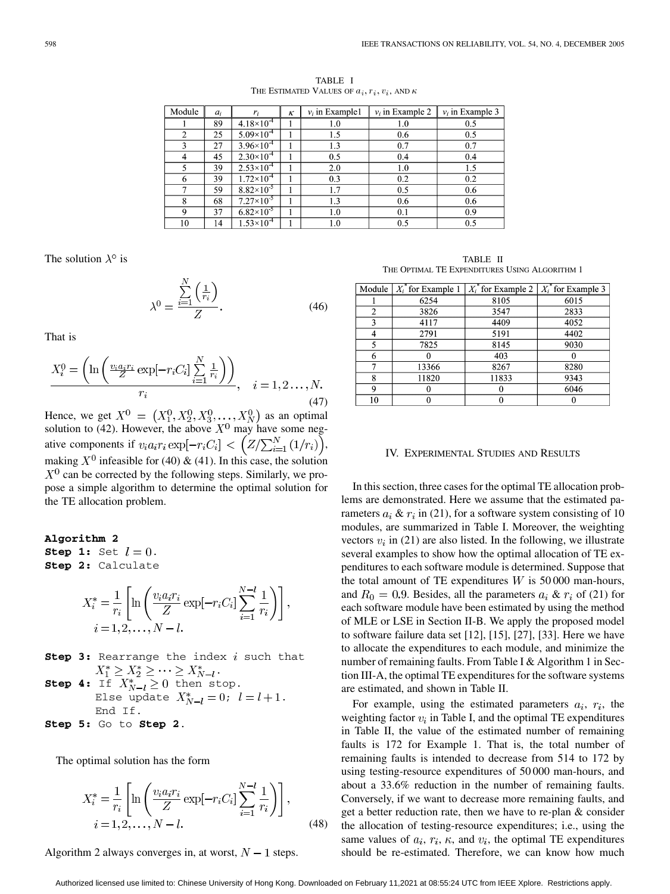TABLE I
THE ESTIMATED VALUES OF $a_i, r_i, v_i$, AND $\kappa$

| Module | $a_i$ | $r_i$ | $\kappa$ | $v_i$ in Example1 | $v_i$ in Example 2 | $v_i$ in Example 3 |
|---|---|---|---|---|---|---|
| 1 | 89 | $4.18\times10^{-4}$ | 1 | 1.0 | 1.0 | 0.5 |
| 2 | 25 | $5.09\times10^{-4}$ | 1 | 1.5 | 0.6 | 0.5 |
| 3 | 27 | $3.96\times10^{-4}$ | 1 | 1.3 | 0.7 | 0.7 |
| 4 | 45 | $2.30\times10^{-4}$ | 1 | 0.5 | 0.4 | 0.4 |
| 5 | 39 | $2.53\times10^{-4}$ | 1 | 2.0 | 1.0 | 1.5 |
| 6 | 39 | $1.72\times10^{-4}$ | 1 | 0.3 | 0.2 | 0.2 |
| 7 | 59 | $8.82\times10^{-5}$ | 1 | 1.7 | 0.5 | 0.6 |
| 8 | 68 | $7.27\times10^{-5}$ | 1 | 1.3 | 0.6 | 0.6 |
| 9 | 37 | $6.82\times10^{-5}$ | 1 | 1.0 | 0.1 | 0.9 |
| 10 | 14 | $1.53\times10^{-4}$ | 1 | 1.0 | 0.5 | 0.5 |

The solution $\lambda^{\circ}$ is

$$\lambda^0 = \frac{\sum_{i=1}^{N}\left(\frac{1}{r_i}\right)}{Z}. \tag{46}$$

That is

$$X_i^0 = \frac{\left(\ln\left(\frac{v_i a_i r_i}{Z}\exp[-r_i C_i]\sum_{i=1}^{N}\frac{1}{r_i}\right)\right)}{r_i}, \quad i = 1, 2 \ldots, N. \tag{47}$$

Hence, we get $X^0 = \left(X_1^0, X_2^0, X_3^0, \ldots, X_N^0\right)$ as an optimal solution to (42). However, the above $X^0$ may have some negative components if $v_i a_i r_i \exp[-r_i C_i] < \left(Z/\sum_{i=1}^{N}(1/r_i)\right)$, making $X^0$ infeasible for (40) & (41). In this case, the solution $X^0$ can be corrected by the following steps. Similarly, we propose a simple algorithm to determine the optimal solution for the TE allocation problem.

**Algorithm 2**

**Step 1:** Set $l = 0$.

**Step 2:** Calculate

$$X_i^* = \frac{1}{r_i}\left[\ln\left(\frac{v_i a_i r_i}{Z}\exp[-r_i C_i]\sum_{i=1}^{N-l}\frac{1}{r_i}\right)\right], \quad i = 1, 2, \ldots, N-l.$$

**Step 3:** Rearrange the index $i$ such that $X_1^* \geq X_2^* \geq \cdots \geq X_{N-l}^*$.

**Step 4:** If $X_{N-l}^* \geq 0$ then stop.
Else update $X_{N-l}^* = 0$; $l = l + 1$.
End If.

**Step 5:** Go to **Step 2**.

The optimal solution has the form

$$X_i^* = \frac{1}{r_i}\left[\ln\left(\frac{v_i a_i r_i}{Z}\exp[-r_i C_i]\sum_{i=1}^{N-l}\frac{1}{r_i}\right)\right], \quad i = 1, 2, \ldots, N-l. \tag{48}$$

Algorithm 2 always converges in, at worst, $N - 1$ steps.

TABLE II
THE OPTIMAL TE EXPENDITURES USING ALGORITHM 1

| Module | $X_i^*$ for Example 1 | $X_i^*$ for Example 2 | $X_i^*$ for Example 3 |
|---|---|---|---|
| 1 | 6254 | 8105 | 6015 |
| 2 | 3826 | 3547 | 2833 |
| 3 | 4117 | 4409 | 4052 |
| 4 | 2791 | 5191 | 4402 |
| 5 | 7825 | 8145 | 9030 |
| 6 | 0 | 403 | 0 |
| 7 | 13366 | 8267 | 8280 |
| 8 | 11820 | 11833 | 9343 |
| 9 | 0 | 0 | 6046 |
| 10 | 0 | 0 | 0 |

## IV. EXPERIMENTAL STUDIES AND RESULTS

In this section, three cases for the optimal TE allocation problems are demonstrated. Here we assume that the estimated parameters $a_i$ & $r_i$ in (21), for a software system consisting of 10 modules, are summarized in Table I. Moreover, the weighting vectors $v_i$ in (21) are also listed. In the following, we illustrate several examples to show how the optimal allocation of TE expenditures to each software module is determined. Suppose that the total amount of TE expenditures $W$ is 50 000 man-hours, and $R_0 = 0.9$. Besides, all the parameters $a_i$ & $r_i$ of (21) for each software module have been estimated by using the method of MLE or LSE in Section II-B. We apply the proposed model to software failure data set [12], [15], [27], [33]. Here we have to allocate the expenditures to each module, and minimize the number of remaining faults. From Table I & Algorithm 1 in Section III-A, the optimal TE expenditures for the software systems are estimated, and shown in Table II.

For example, using the estimated parameters $a_i$, $r_i$, the weighting factor $v_i$ in Table I, and the optimal TE expenditures in Table II, the value of the estimated number of remaining faults is 172 for Example 1. That is, the total number of remaining faults is intended to decrease from 514 to 172 by using testing-resource expenditures of 50 000 man-hours, and about a 33.6% reduction in the number of remaining faults. Conversely, if we want to decrease more remaining faults, and get a better reduction rate, then we have to re-plan & consider the allocation of testing-resource expenditures; i.e., using the same values of $a_i$, $r_i$, $\kappa$, and $v_i$, the optimal TE expenditures should be re-estimated. Therefore, we can know how much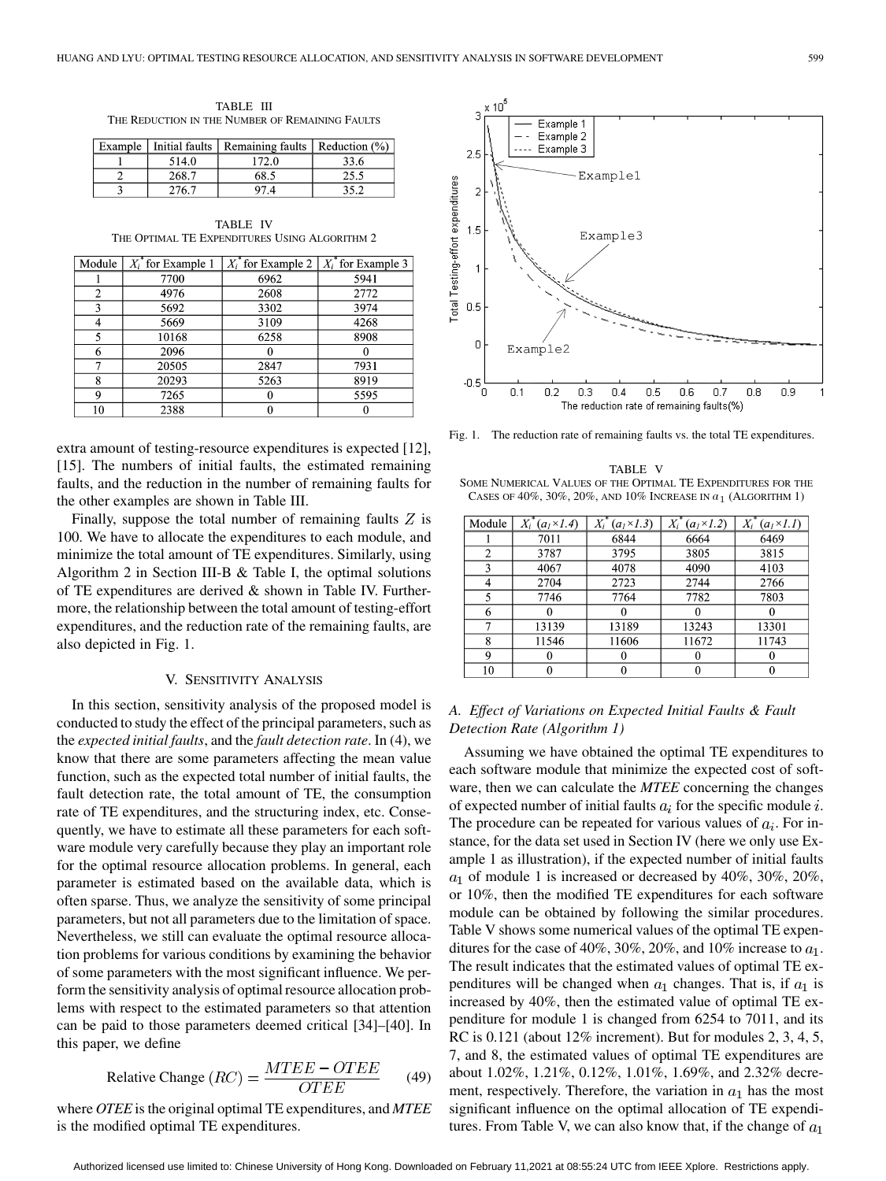TABLE III
THE REDUCTION IN THE NUMBER OF REMAINING FAULTS

| Example | Initial faults | Remaining faults | Reduction (%) |
|---|---|---|---|
| 1 | 514.0 | 172.0 | 33.6 |
| 2 | 268.7 | 68.5 | 25.5 |
| 3 | 276.7 | 97.4 | 35.2 |

TABLE IV
THE OPTIMAL TE EXPENDITURES USING ALGORITHM 2

| Module | $X_i^*$ for Example 1 | $X_i^*$ for Example 2 | $X_i^*$ for Example 3 |
|---|---|---|---|
| 1 | 7700 | 6962 | 5941 |
| 2 | 4976 | 2608 | 2772 |
| 3 | 5692 | 3302 | 3974 |
| 4 | 5669 | 3109 | 4268 |
| 5 | 10168 | 6258 | 8908 |
| 6 | 2096 | 0 | 0 |
| 7 | 20505 | 2847 | 7931 |
| 8 | 20293 | 5263 | 8919 |
| 9 | 7265 | 0 | 5595 |
| 10 | 2388 | 0 | 0 |

extra amount of testing-resource expenditures is expected [12], [15]. The numbers of initial faults, the estimated remaining faults, and the reduction in the number of remaining faults for the other examples are shown in Table III.

Finally, suppose the total number of remaining faults $Z$ is 100. We have to allocate the expenditures to each module, and minimize the total amount of TE expenditures. Similarly, using Algorithm 2 in Section III-B & Table I, the optimal solutions of TE expenditures are derived & shown in Table IV. Furthermore, the relationship between the total amount of testing-effort expenditures, and the reduction rate of the remaining faults, are also depicted in Fig. 1.

Fig. 1. The reduction rate of remaining faults vs. the total TE expenditures.

TABLE V
SOME NUMERICAL VALUES OF THE OPTIMAL TE EXPENDITURES FOR THE CASES OF 40%, 30%, 20%, AND 10% INCREASE IN $a_1$ (ALGORITHM 1)

| Module | $X_i^*$ $(a_1 \times 1.4)$ | $X_i^*$ $(a_1 \times 1.3)$ | $X_i^*$ $(a_1 \times 1.2)$ | $X_i^*$ $(a_1 \times 1.1)$ |
|---|---|---|---|---|
| 1 | 7011 | 6844 | 6664 | 6469 |
| 2 | 3787 | 3795 | 3805 | 3815 |
| 3 | 4067 | 4078 | 4090 | 4103 |
| 4 | 2704 | 2723 | 2744 | 2766 |
| 5 | 7746 | 7764 | 7782 | 7803 |
| 6 | 0 | 0 | 0 | 0 |
| 7 | 13139 | 13189 | 13243 | 13301 |
| 8 | 11546 | 11606 | 11672 | 11743 |
| 9 | 0 | 0 | 0 | 0 |
| 10 | 0 | 0 | 0 | 0 |

## V. SENSITIVITY ANALYSIS

In this section, sensitivity analysis of the proposed model is conducted to study the effect of the principal parameters, such as the *expected initial faults*, and the *fault detection rate*. In (4), we know that there are some parameters affecting the mean value function, such as the expected total number of initial faults, the fault detection rate, the total amount of TE, the consumption rate of TE expenditures, and the structuring index, etc. Consequently, we have to estimate all these parameters for each software module very carefully because they play an important role for the optimal resource allocation problems. In general, each parameter is estimated based on the available data, which is often sparse. Thus, we analyze the sensitivity of some principal parameters, but not all parameters due to the limitation of space. Nevertheless, we still can evaluate the optimal resource allocation problems for various conditions by examining the behavior of some parameters with the most significant influence. We perform the sensitivity analysis of optimal resource allocation problems with respect to the estimated parameters so that attention can be paid to those parameters deemed critical [34]–[40]. In this paper, we define

$$\text{Relative Change } (RC) = \frac{MTEE - OTEE}{OTEE} \tag{49}$$

where *OTEE* is the original optimal TE expenditures, and *MTEE* is the modified optimal TE expenditures.

### A. Effect of Variations on Expected Initial Faults & Fault Detection Rate (Algorithm 1)

Assuming we have obtained the optimal TE expenditures to each software module that minimize the expected cost of software, then we can calculate the ***MTEE*** concerning the changes of expected number of initial faults $a_i$ for the specific module $i$. The procedure can be repeated for various values of $a_i$. For instance, for the data set used in Section IV (here we only use Example 1 as illustration), if the expected number of initial faults $a_1$ of module 1 is increased or decreased by 40%, 30%, 20%, or 10%, then the modified TE expenditures for each software module can be obtained by following the similar procedures. Table V shows some numerical values of the optimal TE expenditures for the case of 40%, 30%, 20%, and 10% increase to $a_1$. The result indicates that the estimated values of optimal TE expenditures will be changed when $a_1$ changes. That is, if $a_1$ is increased by 40%, then the estimated value of optimal TE expenditure for module 1 is changed from 6254 to 7011, and its RC is 0.121 (about 12% increment). But for modules 2, 3, 4, 5, 7, and 8, the estimated values of optimal TE expenditures are about 1.02%, 1.21%, 0.12%, 1.01%, 1.69%, and 2.32% decrement, respectively. Therefore, the variation in $a_1$ has the most significant influence on the optimal allocation of TE expenditures. From Table V, we can also know that, if the change of $a_1$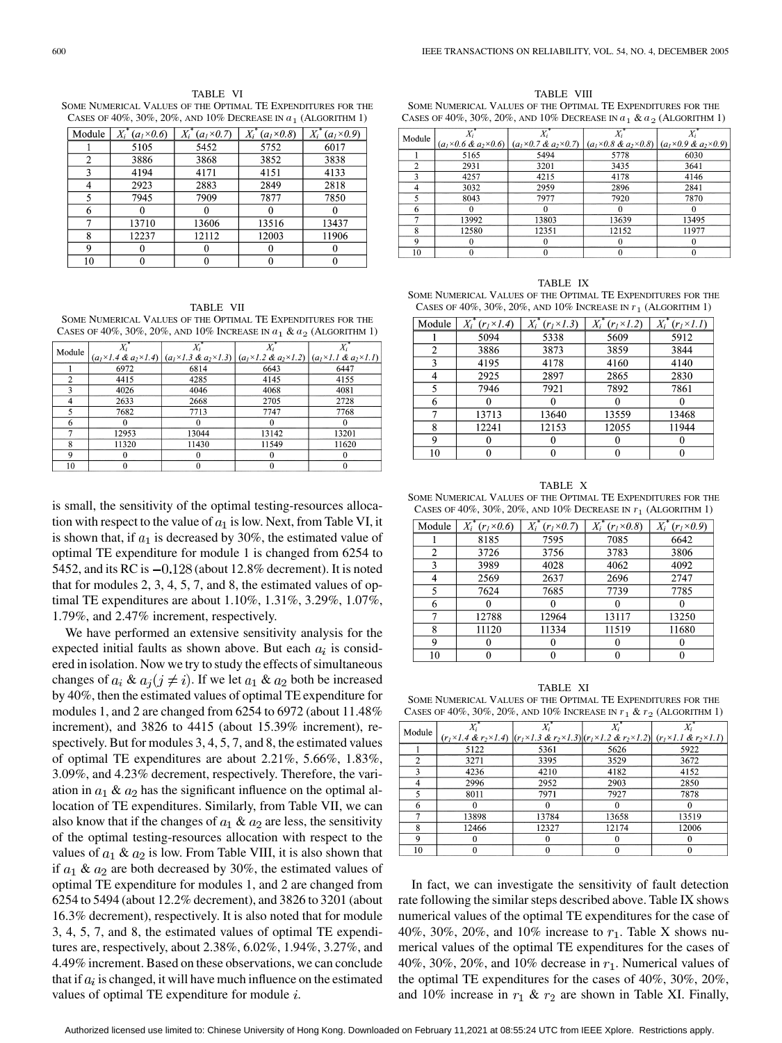TABLE VI

SOME NUMERICAL VALUES OF THE OPTIMAL TE EXPENDITURES FOR THE CASES OF 40%, 30%, 20%, AND 10% DECREASE IN $a_1$ (ALGORITHM 1)

| Module | $X_i^*$ ($a_1$×0.6) | $X_i^*$ ($a_1$×0.7) | $X_i^*$ ($a_1$×0.8) | $X_i^*$ ($a_1$×0.9) |
|---|---|---|---|---|
| 1 | 5105 | 5452 | 5752 | 6017 |
| 2 | 3886 | 3868 | 3852 | 3838 |
| 3 | 4194 | 4171 | 4151 | 4133 |
| 4 | 2923 | 2883 | 2849 | 2818 |
| 5 | 7945 | 7909 | 7877 | 7850 |
| 6 | 0 | 0 | 0 | 0 |
| 7 | 13710 | 13606 | 13516 | 13437 |
| 8 | 12237 | 12112 | 12003 | 11906 |
| 9 | 0 | 0 | 0 | 0 |
| 10 | 0 | 0 | 0 | 0 |

TABLE VII

SOME NUMERICAL VALUES OF THE OPTIMAL TE EXPENDITURES FOR THE CASES OF 40%, 30%, 20%, AND 10% INCREASE IN $a_1$ & $a_2$ (ALGORITHM 1)

| Module | $X_i^*$ ($a_1$×1.4 & $a_2$×1.4) | $X_i^*$ ($a_1$×1.3 & $a_2$×1.3) | $X_i^*$ ($a_1$×1.2 & $a_2$×1.2) | $X_i^*$ ($a_1$×1.1 & $a_2$×1.1) |
|---|---|---|---|---|
| 1 | 6972 | 6814 | 6643 | 6447 |
| 2 | 4415 | 4285 | 4145 | 4155 |
| 3 | 4026 | 4046 | 4068 | 4081 |
| 4 | 2633 | 2668 | 2705 | 2728 |
| 5 | 7682 | 7713 | 7747 | 7768 |
| 6 | 0 | 0 | 0 | 0 |
| 7 | 12953 | 13044 | 13142 | 13201 |
| 8 | 11320 | 11430 | 11549 | 11620 |
| 9 | 0 | 0 | 0 | 0 |
| 10 | 0 | 0 | 0 | 0 |

is small, the sensitivity of the optimal testing-resources allocation with respect to the value of $a_1$ is low. Next, from Table VI, it is shown that, if $a_1$ is decreased by 30%, the estimated value of optimal TE expenditure for module 1 is changed from 6254 to 5452, and its RC is $-0.128$ (about 12.8% decrement). It is noted that for modules 2, 3, 4, 5, 7, and 8, the estimated values of optimal TE expenditures are about 1.10%, 1.31%, 3.29%, 1.07%, 1.79%, and 2.47% increment, respectively.

We have performed an extensive sensitivity analysis for the expected initial faults as shown above. But each $a_i$ is considered in isolation. Now we try to study the effects of simultaneous changes of $a_i$ & $a_j (j \neq i)$. If we let $a_1$ & $a_2$ both be increased by 40%, then the estimated values of optimal TE expenditure for modules 1, and 2 are changed from 6254 to 6972 (about 11.48% increment), and 3826 to 4415 (about 15.39% increment), respectively. But for modules 3, 4, 5, 7, and 8, the estimated values of optimal TE expenditures are about 2.21%, 5.66%, 1.83%, 3.09%, and 4.23% decrement, respectively. Therefore, the variation in $a_1$ & $a_2$ has the significant influence on the optimal allocation of TE expenditures. Similarly, from Table VII, we can also know that if the changes of $a_1$ & $a_2$ are less, the sensitivity of the optimal testing-resources allocation with respect to the values of $a_1$ & $a_2$ is low. From Table VIII, it is also shown that if $a_1$ & $a_2$ are both decreased by 30%, the estimated values of optimal TE expenditure for modules 1, and 2 are changed from 6254 to 5494 (about 12.2% decrement), and 3826 to 3201 (about 16.3% decrement), respectively. It is also noted that for module 3, 4, 5, 7, and 8, the estimated values of optimal TE expenditures are, respectively, about 2.38%, 6.02%, 1.94%, 3.27%, and 4.49% increment. Based on these observations, we can conclude that if $a_i$ is changed, it will have much influence on the estimated values of optimal TE expenditure for module $i$.

TABLE VIII

SOME NUMERICAL VALUES OF THE OPTIMAL TE EXPENDITURES FOR THE CASES OF 40%, 30%, 20%, AND 10% DECREASE IN $a_1$ & $a_2$ (ALGORITHM 1)

| Module | $X_i^*$ ($a_1$×0.6 & $a_2$×0.6) | $X_i^*$ ($a_1$×0.7 & $a_2$×0.7) | $X_i^*$ ($a_1$×0.8 & $a_2$×0.8) | $X_i^*$ ($a_1$×0.9 & $a_2$×0.9) |
|---|---|---|---|---|
| 1 | 5165 | 5494 | 5778 | 6030 |
| 2 | 2931 | 3201 | 3435 | 3641 |
| 3 | 4257 | 4215 | 4178 | 4146 |
| 4 | 3032 | 2959 | 2896 | 2841 |
| 5 | 8043 | 7977 | 7920 | 7870 |
| 6 | 0 | 0 | 0 | 0 |
| 7 | 13992 | 13803 | 13639 | 13495 |
| 8 | 12580 | 12351 | 12152 | 11977 |
| 9 | 0 | 0 | 0 | 0 |
| 10 | 0 | 0 | 0 | 0 |

TABLE IX

SOME NUMERICAL VALUES OF THE OPTIMAL TE EXPENDITURES FOR THE CASES OF 40%, 30%, 20%, AND 10% INCREASE IN $r_1$ (ALGORITHM 1)

| Module | $X_i^*$ ($r_1$×1.4) | $X_i^*$ ($r_1$×1.3) | $X_i^*$ ($r_1$×1.2) | $X_i^*$ ($r_1$×1.1) |
|---|---|---|---|---|
| 1 | 5094 | 5338 | 5609 | 5912 |
| 2 | 3886 | 3873 | 3859 | 3844 |
| 3 | 4195 | 4178 | 4160 | 4140 |
| 4 | 2925 | 2897 | 2865 | 2830 |
| 5 | 7946 | 7921 | 7892 | 7861 |
| 6 | 0 | 0 | 0 | 0 |
| 7 | 13713 | 13640 | 13559 | 13468 |
| 8 | 12241 | 12153 | 12055 | 11944 |
| 9 | 0 | 0 | 0 | 0 |
| 10 | 0 | 0 | 0 | 0 |

TABLE X

SOME NUMERICAL VALUES OF THE OPTIMAL TE EXPENDITURES FOR THE CASES OF 40%, 30%, 20%, AND 10% DECREASE IN $r_1$ (ALGORITHM 1)

| Module | $X_i^*$ ($r_1$×0.6) | $X_i^*$ ($r_1$×0.7) | $X_i^*$ ($r_1$×0.8) | $X_i^*$ ($r_1$×0.9) |
|---|---|---|---|---|
| 1 | 8185 | 7595 | 7085 | 6642 |
| 2 | 3726 | 3756 | 3783 | 3806 |
| 3 | 3989 | 4028 | 4062 | 4092 |
| 4 | 2569 | 2637 | 2696 | 2747 |
| 5 | 7624 | 7685 | 7739 | 7785 |
| 6 | 0 | 0 | 0 | 0 |
| 7 | 12788 | 12964 | 13117 | 13250 |
| 8 | 11120 | 11334 | 11519 | 11680 |
| 9 | 0 | 0 | 0 | 0 |
| 10 | 0 | 0 | 0 | 0 |

TABLE XI

SOME NUMERICAL VALUES OF THE OPTIMAL TE EXPENDITURES FOR THE CASES OF 40%, 30%, 20%, AND 10% INCREASE IN $r_1$ & $r_2$ (ALGORITHM 1)

| Module | $X_i^*$ ($r_1$×1.4 & $r_2$×1.4) | $X_i^*$ ($r_1$×1.3 & $r_2$×1.3) | $X_i^*$ ($r_1$×1.2 & $r_2$×1.2) | $X_i^*$ ($r_1$×1.1 & $r_2$×1.1) |
|---|---|---|---|---|
| 1 | 5122 | 5361 | 5626 | 5922 |
| 2 | 3271 | 3395 | 3529 | 3672 |
| 3 | 4236 | 4210 | 4182 | 4152 |
| 4 | 2996 | 2952 | 2903 | 2850 |
| 5 | 8011 | 7971 | 7927 | 7878 |
| 6 | 0 | 0 | 0 | 0 |
| 7 | 13898 | 13784 | 13658 | 13519 |
| 8 | 12466 | 12327 | 12174 | 12006 |
| 9 | 0 | 0 | 0 | 0 |
| 10 | 0 | 0 | 0 | 0 |

In fact, we can investigate the sensitivity of fault detection rate following the similar steps described above. Table IX shows numerical values of the optimal TE expenditures for the case of 40%, 30%, 20%, and 10% increase to $r_1$. Table X shows numerical values of the optimal TE expenditures for the cases of 40%, 30%, 20%, and 10% decrease in $r_1$. Numerical values of the optimal TE expenditures for the cases of 40%, 30%, 20%, and 10% increase in $r_1$ & $r_2$ are shown in Table XI. Finally,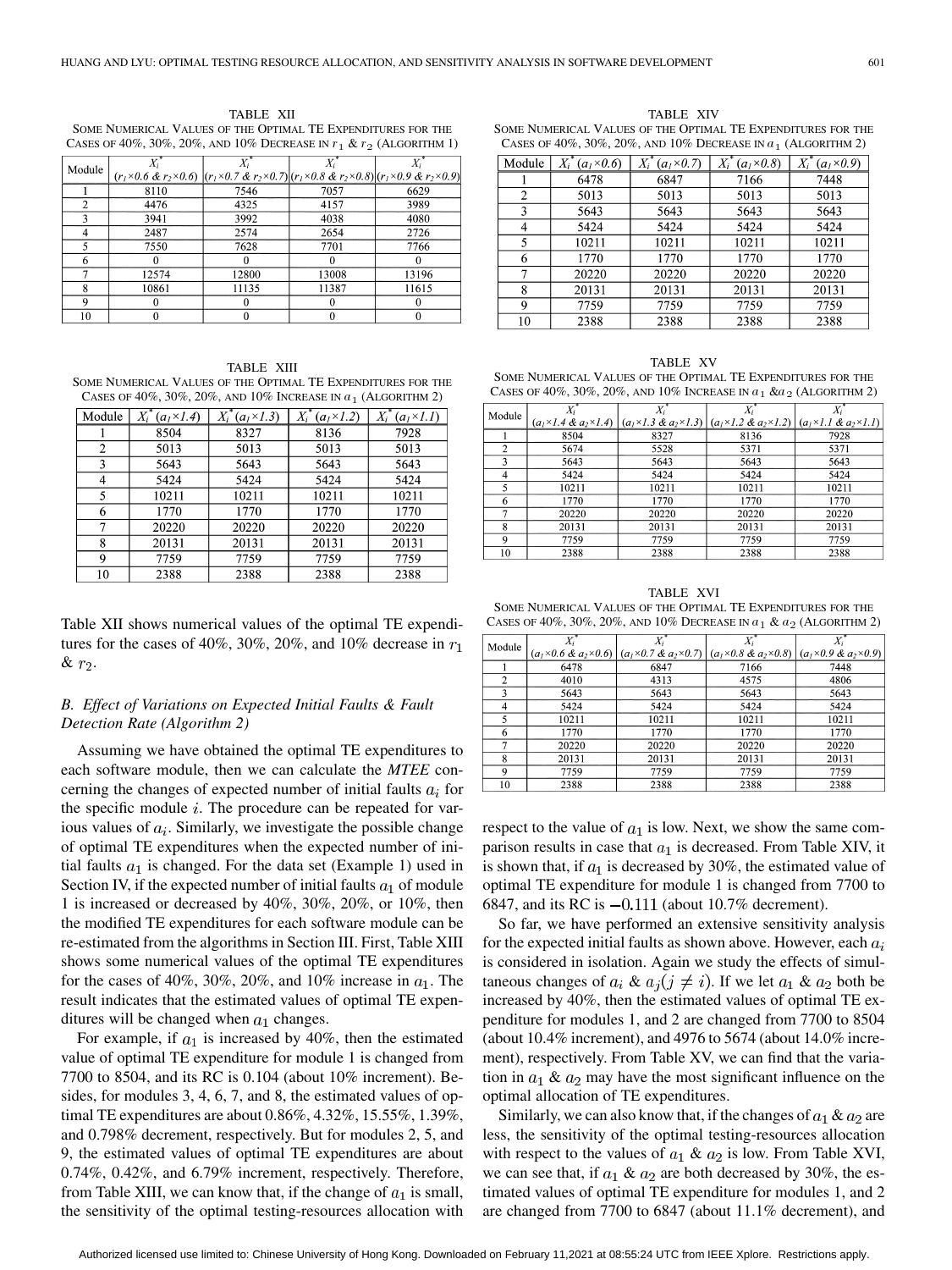TABLE XII
SOME NUMERICAL VALUES OF THE OPTIMAL TE EXPENDITURES FOR THE CASES OF 40%, 30%, 20%, AND 10% DECREASE IN $r_1$ & $r_2$ (ALGORITHM 1)

| Module | $X_i^*$ ($r_1\times0.6$ & $r_2\times0.6$) | $X_i^*$ ($r_1\times0.7$ & $r_2\times0.7$) | $X_i^*$ ($r_1\times0.8$ & $r_2\times0.8$) | $X_i^*$ ($r_1\times0.9$ & $r_2\times0.9$) |
|---|---|---|---|---|
| 1 | 8110 | 7546 | 7057 | 6629 |
| 2 | 4476 | 4325 | 4157 | 3989 |
| 3 | 3941 | 3992 | 4038 | 4080 |
| 4 | 2487 | 2574 | 2654 | 2726 |
| 5 | 7550 | 7628 | 7701 | 7766 |
| 6 | 0 | 0 | 0 | 0 |
| 7 | 12574 | 12800 | 13008 | 13196 |
| 8 | 10861 | 11135 | 11387 | 11615 |
| 9 | 0 | 0 | 0 | 0 |
| 10 | 0 | 0 | 0 | 0 |

TABLE XIII
SOME NUMERICAL VALUES OF THE OPTIMAL TE EXPENDITURES FOR THE CASES OF 40%, 30%, 20%, AND 10% INCREASE IN $a_1$ (ALGORITHM 2)

| Module | $X_i^*$ ($a_1\times1.4$) | $X_i^*$ ($a_1\times1.3$) | $X_i^*$ ($a_1\times1.2$) | $X_i^*$ ($a_1\times1.1$) |
|---|---|---|---|---|
| 1 | 8504 | 8327 | 8136 | 7928 |
| 2 | 5013 | 5013 | 5013 | 5013 |
| 3 | 5643 | 5643 | 5643 | 5643 |
| 4 | 5424 | 5424 | 5424 | 5424 |
| 5 | 10211 | 10211 | 10211 | 10211 |
| 6 | 1770 | 1770 | 1770 | 1770 |
| 7 | 20220 | 20220 | 20220 | 20220 |
| 8 | 20131 | 20131 | 20131 | 20131 |
| 9 | 7759 | 7759 | 7759 | 7759 |
| 10 | 2388 | 2388 | 2388 | 2388 |

Table XII shows numerical values of the optimal TE expenditures for the cases of 40%, 30%, 20%, and 10% decrease in $r_1$ & $r_2$.

### B. Effect of Variations on Expected Initial Faults & Fault Detection Rate (Algorithm 2)

Assuming we have obtained the optimal TE expenditures to each software module, then we can calculate the *MTEE* concerning the changes of expected number of initial faults $a_i$ for the specific module $i$. The procedure can be repeated for various values of $a_i$. Similarly, we investigate the possible change of optimal TE expenditures when the expected number of initial faults $a_1$ is changed. For the data set (Example 1) used in Section IV, if the expected number of initial faults $a_1$ of module 1 is increased or decreased by 40%, 30%, 20%, or 10%, then the modified TE expenditures for each software module can be re-estimated from the algorithms in Section III. First, Table XIII shows some numerical values of the optimal TE expenditures for the cases of 40%, 30%, 20%, and 10% increase in $a_1$. The result indicates that the estimated values of optimal TE expenditures will be changed when $a_1$ changes.

For example, if $a_1$ is increased by 40%, then the estimated value of optimal TE expenditure for module 1 is changed from 7700 to 8504, and its RC is 0.104 (about 10% increment). Besides, for modules 3, 4, 6, 7, and 8, the estimated values of optimal TE expenditures are about 0.86%, 4.32%, 15.55%, 1.39%, and 0.798% decrement, respectively. But for modules 2, 5, and 9, the estimated values of optimal TE expenditures are about 0.74%, 0.42%, and 6.79% increment, respectively. Therefore, from Table XIII, we can know that, if the change of $a_1$ is small, the sensitivity of the optimal testing-resources allocation with respect to the value of $a_1$ is low. Next, we show the same comparison results in case that $a_1$ is decreased. From Table XIV, it is shown that, if $a_1$ is decreased by 30%, the estimated value of optimal TE expenditure for module 1 is changed from 7700 to 6847, and its RC is $-0.111$ (about 10.7% decrement).

So far, we have performed an extensive sensitivity analysis for the expected initial faults as shown above. However, each $a_i$ is considered in isolation. Again we study the effects of simultaneous changes of $a_i$ & $a_j (j \neq i)$. If we let $a_1$ & $a_2$ both be increased by 40%, then the estimated values of optimal TE expenditure for modules 1, and 2 are changed from 7700 to 8504 (about 10.4% increment), and 4976 to 5674 (about 14.0% increment), respectively. From Table XV, we can find that the variation in $a_1$ & $a_2$ may have the most significant influence on the optimal allocation of TE expenditures.

Similarly, we can also know that, if the changes of $a_1$ & $a_2$ are less, the sensitivity of the optimal testing-resources allocation with respect to the values of $a_1$ & $a_2$ is low. From Table XVI, we can see that, if $a_1$ & $a_2$ are both decreased by 30%, the estimated values of optimal TE expenditure for modules 1, and 2 are changed from 7700 to 6847 (about 11.1% decrement), and

TABLE XIV
SOME NUMERICAL VALUES OF THE OPTIMAL TE EXPENDITURES FOR THE CASES OF 40%, 30%, 20%, AND 10% DECREASE IN $a_1$ (ALGORITHM 2)

| Module | $X_i^*$ ($a_1\times0.6$) | $X_i^*$ ($a_1\times0.7$) | $X_i^*$ ($a_1\times0.8$) | $X_i^*$ ($a_1\times0.9$) |
|---|---|---|---|---|
| 1 | 6478 | 6847 | 7166 | 7448 |
| 2 | 5013 | 5013 | 5013 | 5013 |
| 3 | 5643 | 5643 | 5643 | 5643 |
| 4 | 5424 | 5424 | 5424 | 5424 |
| 5 | 10211 | 10211 | 10211 | 10211 |
| 6 | 1770 | 1770 | 1770 | 1770 |
| 7 | 20220 | 20220 | 20220 | 20220 |
| 8 | 20131 | 20131 | 20131 | 20131 |
| 9 | 7759 | 7759 | 7759 | 7759 |
| 10 | 2388 | 2388 | 2388 | 2388 |

TABLE XV
SOME NUMERICAL VALUES OF THE OPTIMAL TE EXPENDITURES FOR THE CASES OF 40%, 30%, 20%, AND 10% INCREASE IN $a_1$ & $a_2$ (ALGORITHM 2)

| Module | $X_i^*$ ($a_1\times1.4$ & $a_2\times1.4$) | $X_i^*$ ($a_1\times1.3$ & $a_2\times1.3$) | $X_i^*$ ($a_1\times1.2$ & $a_2\times1.2$) | $X_i^*$ ($a_1\times1.1$ & $a_2\times1.1$) |
|---|---|---|---|---|
| 1 | 8504 | 8327 | 8136 | 7928 |
| 2 | 5674 | 5528 | 5371 | 5371 |
| 3 | 5643 | 5643 | 5643 | 5643 |
| 4 | 5424 | 5424 | 5424 | 5424 |
| 5 | 10211 | 10211 | 10211 | 10211 |
| 6 | 1770 | 1770 | 1770 | 1770 |
| 7 | 20220 | 20220 | 20220 | 20220 |
| 8 | 20131 | 20131 | 20131 | 20131 |
| 9 | 7759 | 7759 | 7759 | 7759 |
| 10 | 2388 | 2388 | 2388 | 2388 |

TABLE XVI
SOME NUMERICAL VALUES OF THE OPTIMAL TE EXPENDITURES FOR THE CASES OF 40%, 30%, 20%, AND 10% DECREASE IN $a_1$ & $a_2$ (ALGORITHM 2)

| Module | $X_i^*$ ($a_1\times0.6$ & $a_2\times0.6$) | $X_i^*$ ($a_1\times0.7$ & $a_2\times0.7$) | $X_i^*$ ($a_1\times0.8$ & $a_2\times0.8$) | $X_i^*$ ($a_1\times0.9$ & $a_2\times0.9$) |
|---|---|---|---|---|
| 1 | 6478 | 6847 | 7166 | 7448 |
| 2 | 4010 | 4313 | 4575 | 4806 |
| 3 | 5643 | 5643 | 5643 | 5643 |
| 4 | 5424 | 5424 | 5424 | 5424 |
| 5 | 10211 | 10211 | 10211 | 10211 |
| 6 | 1770 | 1770 | 1770 | 1770 |
| 7 | 20220 | 20220 | 20220 | 20220 |
| 8 | 20131 | 20131 | 20131 | 20131 |
| 9 | 7759 | 7759 | 7759 | 7759 |
| 10 | 2388 | 2388 | 2388 | 2388 |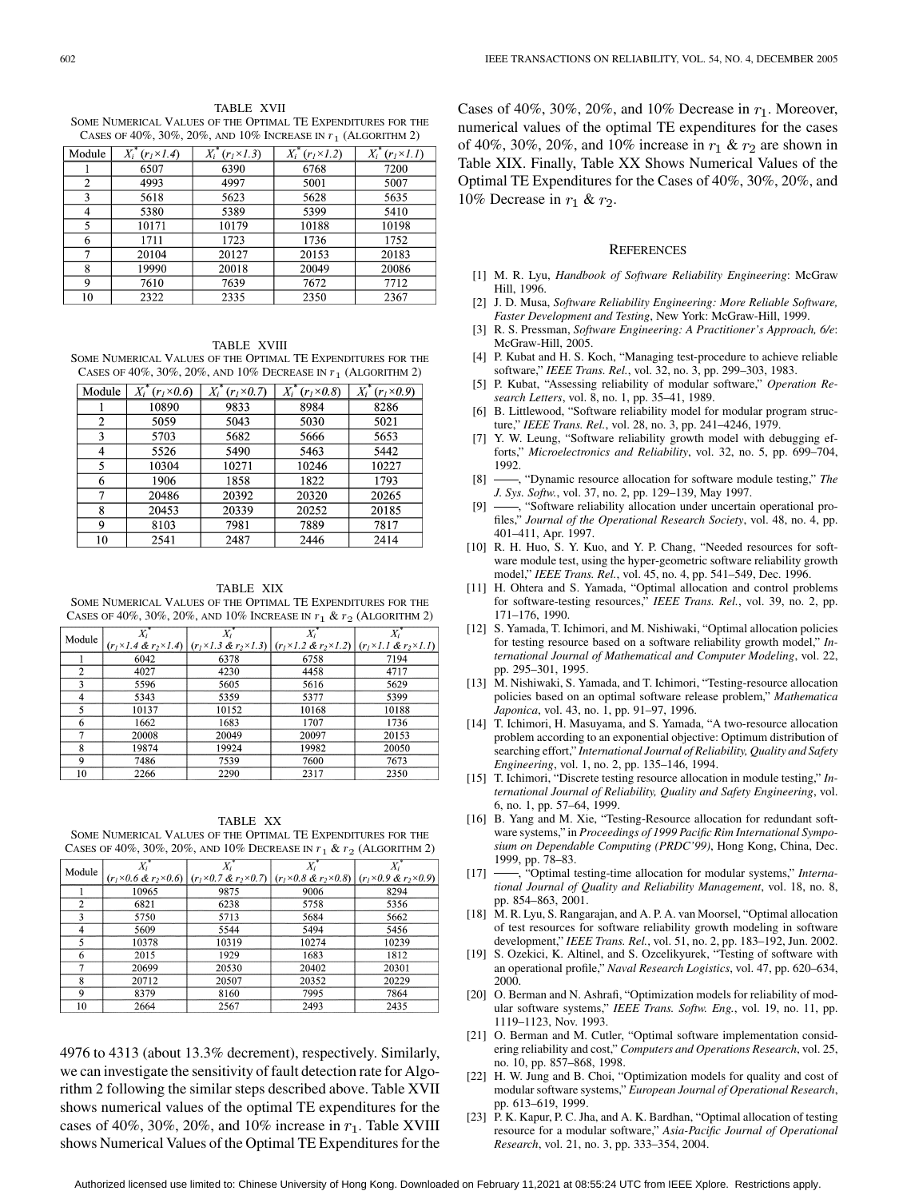TABLE XVII
SOME NUMERICAL VALUES OF THE OPTIMAL TE EXPENDITURES FOR THE CASES OF 40%, 30%, 20%, AND 10% INCREASE IN $r_1$ (ALGORITHM 2)

| Module | $X_i^*$ ($r_1 \times 1.4$) | $X_i^*$ ($r_1 \times 1.3$) | $X_i^*$ ($r_1 \times 1.2$) | $X_i^*$ ($r_1 \times 1.1$) |
|---|---|---|---|---|
| 1 | 6507 | 6390 | 6768 | 7200 |
| 2 | 4993 | 4997 | 5001 | 5007 |
| 3 | 5618 | 5623 | 5628 | 5635 |
| 4 | 5380 | 5389 | 5399 | 5410 |
| 5 | 10171 | 10179 | 10188 | 10198 |
| 6 | 1711 | 1723 | 1736 | 1752 |
| 7 | 20104 | 20127 | 20153 | 20183 |
| 8 | 19990 | 20018 | 20049 | 20086 |
| 9 | 7610 | 7639 | 7672 | 7712 |
| 10 | 2322 | 2335 | 2350 | 2367 |

TABLE XVIII
SOME NUMERICAL VALUES OF THE OPTIMAL TE EXPENDITURES FOR THE CASES OF 40%, 30%, 20%, AND 10% DECREASE IN $r_1$ (ALGORITHM 2)

| Module | $X_i^*$ ($r_1 \times 0.6$) | $X_i^*$ ($r_1 \times 0.7$) | $X_i^*$ ($r_1 \times 0.8$) | $X_i^*$ ($r_1 \times 0.9$) |
|---|---|---|---|---|
| 1 | 10890 | 9833 | 8984 | 8286 |
| 2 | 5059 | 5043 | 5030 | 5021 |
| 3 | 5703 | 5682 | 5666 | 5653 |
| 4 | 5526 | 5490 | 5463 | 5442 |
| 5 | 10304 | 10271 | 10246 | 10227 |
| 6 | 1906 | 1858 | 1822 | 1793 |
| 7 | 20486 | 20392 | 20320 | 20265 |
| 8 | 20453 | 20339 | 20252 | 20185 |
| 9 | 8103 | 7981 | 7889 | 7817 |
| 10 | 2541 | 2487 | 2446 | 2414 |

TABLE XIX
SOME NUMERICAL VALUES OF THE OPTIMAL TE EXPENDITURES FOR THE CASES OF 40%, 30%, 20%, AND 10% INCREASE IN $r_1$ & $r_2$ (ALGORITHM 2)

| Module | $X_i^*$ ($r_1 \times 1.4$ & $r_2 \times 1.4$) | $X_i^*$ ($r_1 \times 1.3$ & $r_2 \times 1.3$) | $X_i^*$ ($r_1 \times 1.2$ & $r_2 \times 1.2$) | $X_i^*$ ($r_1 \times 1.1$ & $r_2 \times 1.1$) |
|---|---|---|---|---|
| 1 | 6042 | 6378 | 6758 | 7194 |
| 2 | 4027 | 4230 | 4458 | 4717 |
| 3 | 5596 | 5605 | 5616 | 5629 |
| 4 | 5343 | 5359 | 5377 | 5399 |
| 5 | 10137 | 10152 | 10168 | 10188 |
| 6 | 1662 | 1683 | 1707 | 1736 |
| 7 | 20008 | 20049 | 20097 | 20153 |
| 8 | 19874 | 19924 | 19982 | 20050 |
| 9 | 7486 | 7539 | 7600 | 7673 |
| 10 | 2266 | 2290 | 2317 | 2350 |

TABLE XX
SOME NUMERICAL VALUES OF THE OPTIMAL TE EXPENDITURES FOR THE CASES OF 40%, 30%, 20%, AND 10% DECREASE IN $r_1$ & $r_2$ (ALGORITHM 2)

| Module | $X_i^*$ ($r_1 \times 0.6$ & $r_2 \times 0.6$) | $X_i^*$ ($r_1 \times 0.7$ & $r_2 \times 0.7$) | $X_i^*$ ($r_1 \times 0.8$ & $r_2 \times 0.8$) | $X_i^*$ ($r_1 \times 0.9$ & $r_2 \times 0.9$) |
|---|---|---|---|---|
| 1 | 10965 | 9875 | 9006 | 8294 |
| 2 | 6821 | 6238 | 5758 | 5356 |
| 3 | 5750 | 5713 | 5684 | 5662 |
| 4 | 5609 | 5544 | 5494 | 5456 |
| 5 | 10378 | 10319 | 10274 | 10239 |
| 6 | 2015 | 1929 | 1683 | 1812 |
| 7 | 20699 | 20530 | 20402 | 20301 |
| 8 | 20712 | 20507 | 20352 | 20229 |
| 9 | 8379 | 8160 | 7995 | 7864 |
| 10 | 2664 | 2567 | 2493 | 2435 |

4976 to 4313 (about 13.3% decrement), respectively. Similarly, we can investigate the sensitivity of fault detection rate for Algorithm 2 following the similar steps described above. Table XVII shows numerical values of the optimal TE expenditures for the cases of 40%, 30%, 20%, and 10% increase in $r_1$. Table XVIII shows Numerical Values of the Optimal TE Expenditures for the Cases of 40%, 30%, 20%, and 10% Decrease in $r_1$. Moreover, numerical values of the optimal TE expenditures for the cases of 40%, 30%, 20%, and 10% increase in $r_1$ & $r_2$ are shown in Table XIX. Finally, Table XX Shows Numerical Values of the Optimal TE Expenditures for the Cases of 40%, 30%, 20%, and 10% Decrease in $r_1$ & $r_2$.

## REFERENCES

[1] M. R. Lyu, *Handbook of Software Reliability Engineering*: McGraw Hill, 1996.

[2] J. D. Musa, *Software Reliability Engineering: More Reliable Software, Faster Development and Testing*, New York: McGraw-Hill, 1999.

[3] R. S. Pressman, *Software Engineering: A Practitioner's Approach, 6/e*: McGraw-Hill, 2005.

[4] P. Kubat and H. S. Koch, "Managing test-procedure to achieve reliable software," *IEEE Trans. Rel.*, vol. 32, no. 3, pp. 299–303, 1983.

[5] P. Kubat, "Assessing reliability of modular software," *Operation Research Letters*, vol. 8, no. 1, pp. 35–41, 1989.

[6] B. Littlewood, "Software reliability model for modular program structure," *IEEE Trans. Rel.*, vol. 28, no. 3, pp. 241–4246, 1979.

[7] Y. W. Leung, "Software reliability growth model with debugging efforts," *Microelectronics and Reliability*, vol. 32, no. 5, pp. 699–704, 1992.

[8] ——, "Dynamic resource allocation for software module testing," *The J. Sys. Softw.*, vol. 37, no. 2, pp. 129–139, May 1997.

[9] ——, "Software reliability allocation under uncertain operational profiles," *Journal of the Operational Research Society*, vol. 48, no. 4, pp. 401–411, Apr. 1997.

[10] R. H. Huo, S. Y. Kuo, and Y. P. Chang, "Needed resources for software module test, using the hyper-geometric software reliability growth model," *IEEE Trans. Rel.*, vol. 45, no. 4, pp. 541–549, Dec. 1996.

[11] H. Ohtera and S. Yamada, "Optimal allocation and control problems for software-testing resources," *IEEE Trans. Rel.*, vol. 39, no. 2, pp. 171–176, 1990.

[12] S. Yamada, T. Ichimori, and M. Nishiwaki, "Optimal allocation policies for testing resource based on a software reliability growth model," *International Journal of Mathematical and Computer Modeling*, vol. 22, pp. 295–301, 1995.

[13] M. Nishiwaki, S. Yamada, and T. Ichimori, "Testing-resource allocation policies based on an optimal software release problem," *Mathematica Japonica*, vol. 43, no. 1, pp. 91–97, 1996.

[14] T. Ichimori, H. Masuyama, and S. Yamada, "A two-resource allocation problem according to an exponential objective: Optimum distribution of searching effort," *International Journal of Reliability, Quality and Safety Engineering*, vol. 1, no. 2, pp. 135–146, 1994.

[15] T. Ichimori, "Discrete testing resource allocation in module testing," *International Journal of Reliability, Quality and Safety Engineering*, vol. 6, no. 1, pp. 57–64, 1999.

[16] B. Yang and M. Xie, "Testing-Resource allocation for redundant software systems," in *Proceedings of 1999 Pacific Rim International Symposium on Dependable Computing (PRDC'99)*, Hong Kong, China, Dec. 1999, pp. 78–83.

[17] ——, "Optimal testing-time allocation for modular systems," *International Journal of Quality and Reliability Management*, vol. 18, no. 8, pp. 854–863, 2001.

[18] M. R. Lyu, S. Rangarajan, and A. P. A. van Moorsel, "Optimal allocation of test resources for software reliability growth modeling in software development," *IEEE Trans. Rel.*, vol. 51, no. 2, pp. 183–192, Jun. 2002.

[19] S. Ozekici, K. Altinel, and S. Ozcelikyurek, "Testing of software with an operational profile," *Naval Research Logistics*, vol. 47, pp. 620–634, 2000.

[20] O. Berman and N. Ashrafi, "Optimization models for reliability of modular software systems," *IEEE Trans. Softw. Eng.*, vol. 19, no. 11, pp. 1119–1123, Nov. 1993.

[21] O. Berman and M. Cutler, "Optimal software implementation considering reliability and cost," *Computers and Operations Research*, vol. 25, no. 10, pp. 857–868, 1998.

[22] H. W. Jung and B. Choi, "Optimization models for quality and cost of modular software systems," *European Journal of Operational Research*, pp. 613–619, 1999.

[23] P. K. Kapur, P. C. Jha, and A. K. Bardhan, "Optimal allocation of testing resource for a modular software," *Asia-Pacific Journal of Operational Research*, vol. 21, no. 3, pp. 333–354, 2004.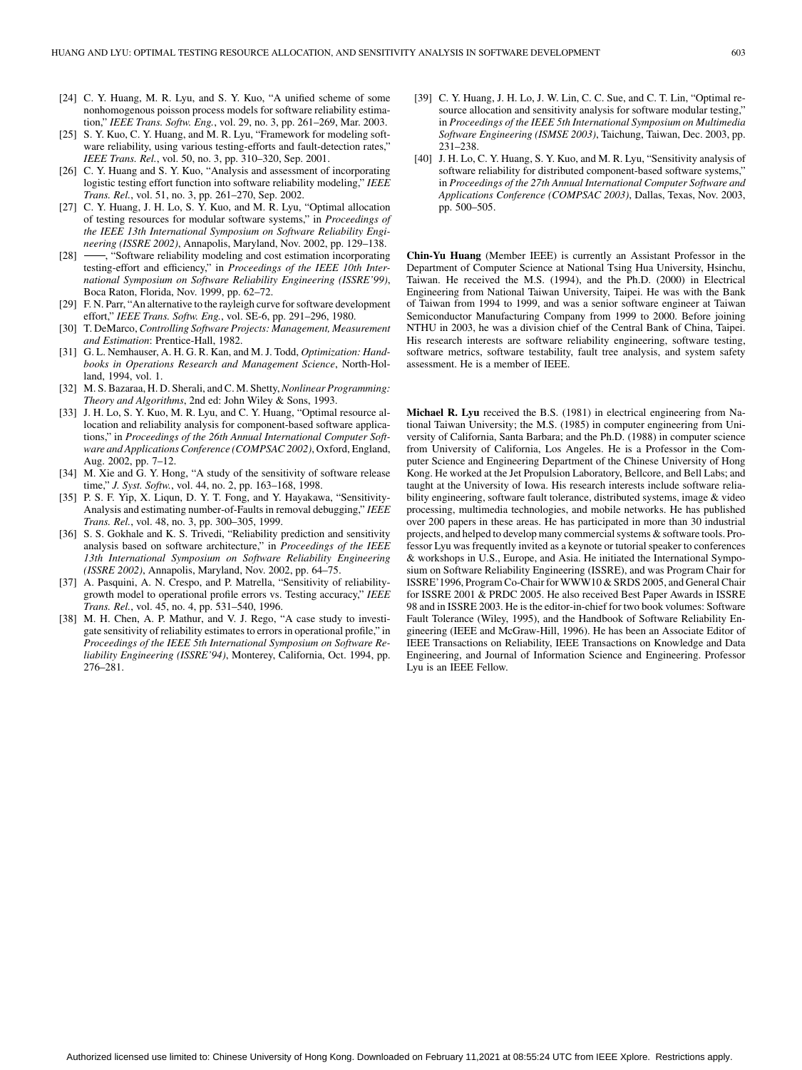[24] C. Y. Huang, M. R. Lyu, and S. Y. Kuo, "A unified scheme of some nonhomogenous poisson process models for software reliability estimation," *IEEE Trans. Softw. Eng.*, vol. 29, no. 3, pp. 261–269, Mar. 2003.

[25] S. Y. Kuo, C. Y. Huang, and M. R. Lyu, "Framework for modeling software reliability, using various testing-efforts and fault-detection rates," *IEEE Trans. Rel.*, vol. 50, no. 3, pp. 310–320, Sep. 2001.

[26] C. Y. Huang and S. Y. Kuo, "Analysis and assessment of incorporating logistic testing effort function into software reliability modeling," *IEEE Trans. Rel.*, vol. 51, no. 3, pp. 261–270, Sep. 2002.

[27] C. Y. Huang, J. H. Lo, S. Y. Kuo, and M. R. Lyu, "Optimal allocation of testing resources for modular software systems," in *Proceedings of the IEEE 13th International Symposium on Software Reliability Engineering (ISSRE 2002)*, Annapolis, Maryland, Nov. 2002, pp. 129–138.

[28] ——, "Software reliability modeling and cost estimation incorporating testing-effort and efficiency," in *Proceedings of the IEEE 10th International Symposium on Software Reliability Engineering (ISSRE'99)*, Boca Raton, Florida, Nov. 1999, pp. 62–72.

[29] F. N. Parr, "An alternative to the rayleigh curve for software development effort," *IEEE Trans. Softw. Eng.*, vol. SE-6, pp. 291–296, 1980.

[30] T. DeMarco, *Controlling Software Projects: Management, Measurement and Estimation*: Prentice-Hall, 1982.

[31] G. L. Nemhauser, A. H. G. R. Kan, and M. J. Todd, *Optimization: Handbooks in Operations Research and Management Science*, North-Holland, 1994, vol. 1.

[32] M. S. Bazaraa, H. D. Sherali, and C. M. Shetty, *Nonlinear Programming: Theory and Algorithms*, 2nd ed: John Wiley & Sons, 1993.

[33] J. H. Lo, S. Y. Kuo, M. R. Lyu, and C. Y. Huang, "Optimal resource allocation and reliability analysis for component-based software applications," in *Proceedings of the 26th Annual International Computer Software and Applications Conference (COMPSAC 2002)*, Oxford, England, Aug. 2002, pp. 7–12.

[34] M. Xie and G. Y. Hong, "A study of the sensitivity of software release time," *J. Syst. Softw.*, vol. 44, no. 2, pp. 163–168, 1998.

[35] P. S. F. Yip, X. Liqun, D. Y. T. Fong, and Y. Hayakawa, "Sensitivity-Analysis and estimating number-of-Faults in removal debugging," *IEEE Trans. Rel.*, vol. 48, no. 3, pp. 300–305, 1999.

[36] S. S. Gokhale and K. S. Trivedi, "Reliability prediction and sensitivity analysis based on software architecture," in *Proceedings of the IEEE 13th International Symposium on Software Reliability Engineering (ISSRE 2002)*, Annapolis, Maryland, Nov. 2002, pp. 64–75.

[37] A. Pasquini, A. N. Crespo, and P. Matrella, "Sensitivity of reliability-growth model to operational profile errors vs. Testing accuracy," *IEEE Trans. Rel.*, vol. 45, no. 4, pp. 531–540, 1996.

[38] M. H. Chen, A. P. Mathur, and V. J. Rego, "A case study to investigate sensitivity of reliability estimates to errors in operational profile," in *Proceedings of the IEEE 5th International Symposium on Software Reliability Engineering (ISSRE'94)*, Monterey, California, Oct. 1994, pp. 276–281.

[39] C. Y. Huang, J. H. Lo, J. W. Lin, C. C. Sue, and C. T. Lin, "Optimal resource allocation and sensitivity analysis for software modular testing," in *Proceedings of the IEEE 5th International Symposium on Multimedia Software Engineering (ISMSE 2003)*, Taichung, Taiwan, Dec. 2003, pp. 231–238.

[40] J. H. Lo, C. Y. Huang, S. Y. Kuo, and M. R. Lyu, "Sensitivity analysis of software reliability for distributed component-based software systems," in *Proceedings of the 27th Annual International Computer Software and Applications Conference (COMPSAC 2003)*, Dallas, Texas, Nov. 2003, pp. 500–505.

**Chin-Yu Huang** (Member IEEE) is currently an Assistant Professor in the Department of Computer Science at National Tsing Hua University, Hsinchu, Taiwan. He received the M.S. (1994), and the Ph.D. (2000) in Electrical Engineering from National Taiwan University, Taipei. He was with the Bank of Taiwan from 1994 to 1999, and was a senior software engineer at Taiwan Semiconductor Manufacturing Company from 1999 to 2000. Before joining NTHU in 2003, he was a division chief of the Central Bank of China, Taipei. His research interests are software reliability engineering, software testing, software metrics, software testability, fault tree analysis, and system safety assessment. He is a member of IEEE.

**Michael R. Lyu** received the B.S. (1981) in electrical engineering from National Taiwan University; the M.S. (1985) in computer engineering from University of California, Santa Barbara; and the Ph.D. (1988) in computer science from University of California, Los Angeles. He is a Professor in the Computer Science and Engineering Department of the Chinese University of Hong Kong. He worked at the Jet Propulsion Laboratory, Bellcore, and Bell Labs; and taught at the University of Iowa. His research interests include software reliability engineering, software fault tolerance, distributed systems, image & video processing, multimedia technologies, and mobile networks. He has published over 200 papers in these areas. He has participated in more than 30 industrial projects, and helped to develop many commercial systems & software tools. Professor Lyu was frequently invited as a keynote or tutorial speaker to conferences & workshops in U.S., Europe, and Asia. He initiated the International Symposium on Software Reliability Engineering (ISSRE), and was Program Chair for ISSRE'1996, Program Co-Chair for WWW10 & SRDS 2005, and General Chair for ISSRE 2001 & PRDC 2005. He also received Best Paper Awards in ISSRE 98 and in ISSRE 2003. He is the editor-in-chief for two book volumes: Software Fault Tolerance (Wiley, 1995), and the Handbook of Software Reliability Engineering (IEEE and McGraw-Hill, 1996). He has been an Associate Editor of IEEE Transactions on Reliability, IEEE Transactions on Knowledge and Data Engineering, and Journal of Information Science and Engineering. Professor Lyu is an IEEE Fellow.